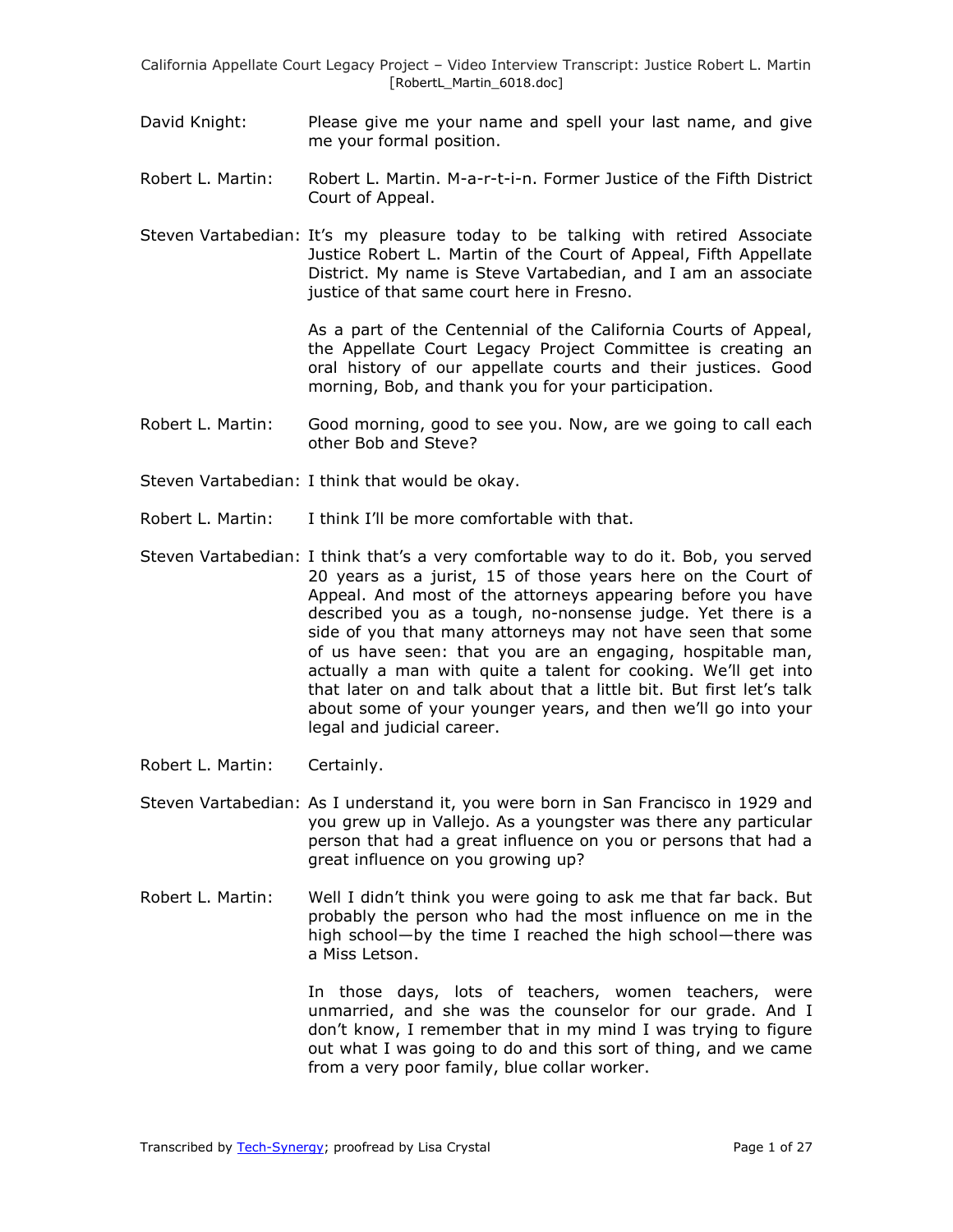David Knight: Please give me your name and spell your last name, and give me your formal position.

Robert L. Martin: Robert L. Martin. M-a-r-t-i-n. Former Justice of the Fifth District Court of Appeal.

Steven Vartabedian: It's my pleasure today to be talking with retired Associate Justice Robert L. Martin of the Court of Appeal, Fifth Appellate District. My name is Steve Vartabedian, and I am an associate justice of that same court here in Fresno.

As a part of the Centennial of the California Courts of Appeal, the Appellate Court Legacy Project Committee is creating an oral history of our appellate courts and their justices. Good morning, Bob, and thank you for your participation.

Robert L. Martin: Good morning, good to see you. Now, are we going to call each other Bob and Steve?

Steven Vartabedian: I think that would be okay.

Robert L. Martin: I think I'll be more comfortable with that.

Steven Vartabedian: I think that's a very comfortable way to do it. Bob, you served 20 years as a jurist, 15 of those years here on the Court of Appeal. And most of the attorneys appearing before you have described you as a tough, no-nonsense judge. Yet there is a side of you that many attorneys may not have seen that some of us have seen: that you are an engaging, hospitable man, actually a man with quite a talent for cooking. We'll get into that later on and talk about that a little bit. But first let's talk about some of your younger years, and then we'll go into your legal and judicial career.

Robert L. Martin: Certainly.

Steven Vartabedian: As I understand it, you were born in San Francisco in 1929 and you grew up in Vallejo. As a youngster was there any particular person that had a great influence on you or persons that had a great influence on you growing up?

Robert L. Martin: Well I didn't think you were going to ask me that far back. But probably the person who had the most influence on me in the high school—by the time I reached the high school—there was a Miss Letson.

In those days, lots of teachers, women teachers, were unmarried, and she was the counselor for our grade. And I don't know, I remember that in my mind I was trying to figure out what I was going to do and this sort of thing, and we came from a very poor family, blue collar worker.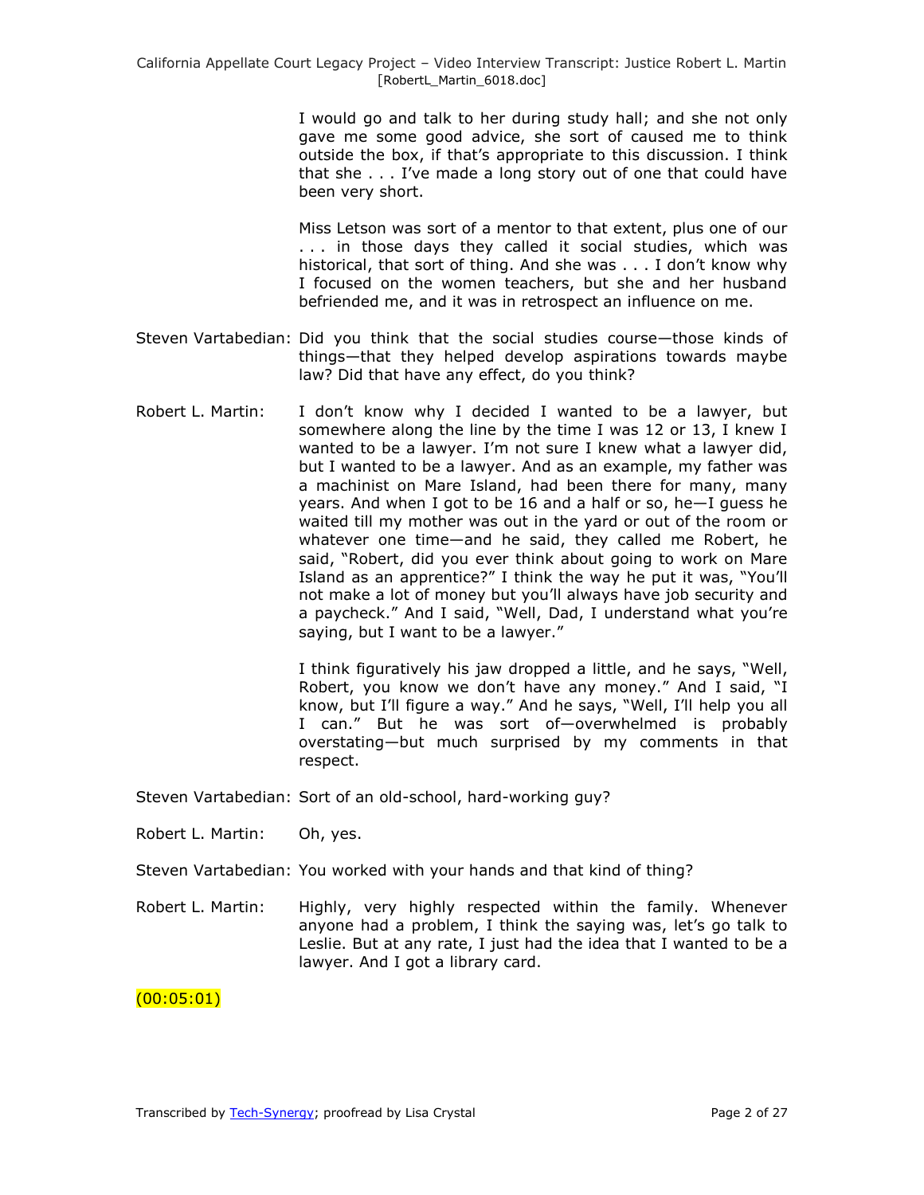I would go and talk to her during study hall; and she not only gave me some good advice, she sort of caused me to think outside the box, if that's appropriate to this discussion. I think that she . . . I've made a long story out of one that could have been very short.

Miss Letson was sort of a mentor to that extent, plus one of our . . . in those days they called it social studies, which was historical, that sort of thing. And she was . . . I don't know why I focused on the women teachers, but she and her husband befriended me, and it was in retrospect an influence on me.

Steven Vartabedian: Did you think that the social studies course—those kinds of things—that they helped develop aspirations towards maybe law? Did that have any effect, do you think?

Robert L. Martin: I don't know why I decided I wanted to be a lawyer, but somewhere along the line by the time I was 12 or 13, I knew I wanted to be a lawyer. I'm not sure I knew what a lawyer did, but I wanted to be a lawyer. And as an example, my father was a machinist on Mare Island, had been there for many, many years. And when I got to be 16 and a half or so, he—I guess he waited till my mother was out in the yard or out of the room or whatever one time—and he said, they called me Robert, he said, "Robert, did you ever think about going to work on Mare Island as an apprentice?" I think the way he put it was, "You'll not make a lot of money but you'll always have job security and a paycheck." And I said, "Well, Dad, I understand what you're saying, but I want to be a lawyer."

I think figuratively his jaw dropped a little, and he says, "Well, Robert, you know we don't have any money." And I said, "I know, but I'll figure a way." And he says, "Well, I'll help you all I can." But he was sort of—overwhelmed is probably overstating—but much surprised by my comments in that respect.

Steven Vartabedian: Sort of an old-school, hard-working guy?

Robert L. Martin: Oh, yes.

Steven Vartabedian: You worked with your hands and that kind of thing?

Robert L. Martin: Highly, very highly respected within the family. Whenever anyone had a problem, I think the saying was, let's go talk to Leslie. But at any rate, I just had the idea that I wanted to be a lawyer. And I got a library card.

(00:05:01)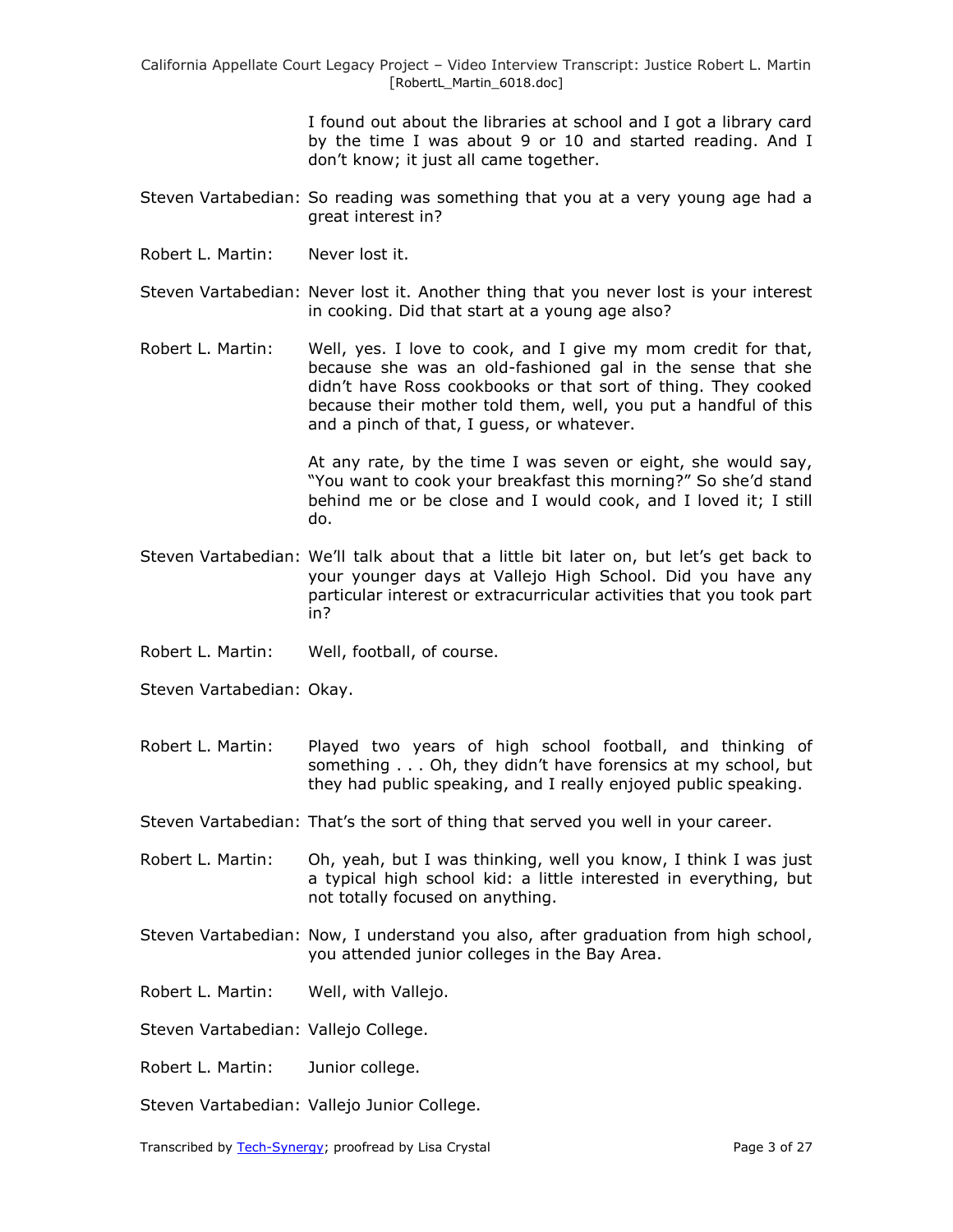I found out about the libraries at school and I got a library card by the time I was about 9 or 10 and started reading. And I don't know; it just all came together.

Steven Vartabedian: So reading was something that you at a very young age had a great interest in?

Robert L. Martin: Never lost it.

Steven Vartabedian: Never lost it. Another thing that you never lost is your interest in cooking. Did that start at a young age also?

Robert L. Martin: Well, yes. I love to cook, and I give my mom credit for that, because she was an old-fashioned gal in the sense that she didn't have Ross cookbooks or that sort of thing. They cooked because their mother told them, well, you put a handful of this and a pinch of that, I guess, or whatever.

At any rate, by the time I was seven or eight, she would say, "You want to cook your breakfast this morning?" So she'd stand behind me or be close and I would cook, and I loved it; I still do.

Steven Vartabedian: We'll talk about that a little bit later on, but let's get back to your younger days at Vallejo High School. Did you have any particular interest or extracurricular activities that you took part in?

Robert L. Martin: Well, football, of course.

Steven Vartabedian: Okay.

Robert L. Martin: Played two years of high school football, and thinking of something . . . Oh, they didn't have forensics at my school, but they had public speaking, and I really enjoyed public speaking.

Steven Vartabedian: That's the sort of thing that served you well in your career.

Robert L. Martin: Oh, yeah, but I was thinking, well you know, I think I was just a typical high school kid: a little interested in everything, but not totally focused on anything.

Steven Vartabedian: Now, I understand you also, after graduation from high school, you attended junior colleges in the Bay Area.

Robert L. Martin: Well, with Vallejo.

Steven Vartabedian: Vallejo College.

Robert L. Martin: Junior college.

Steven Vartabedian: Vallejo Junior College.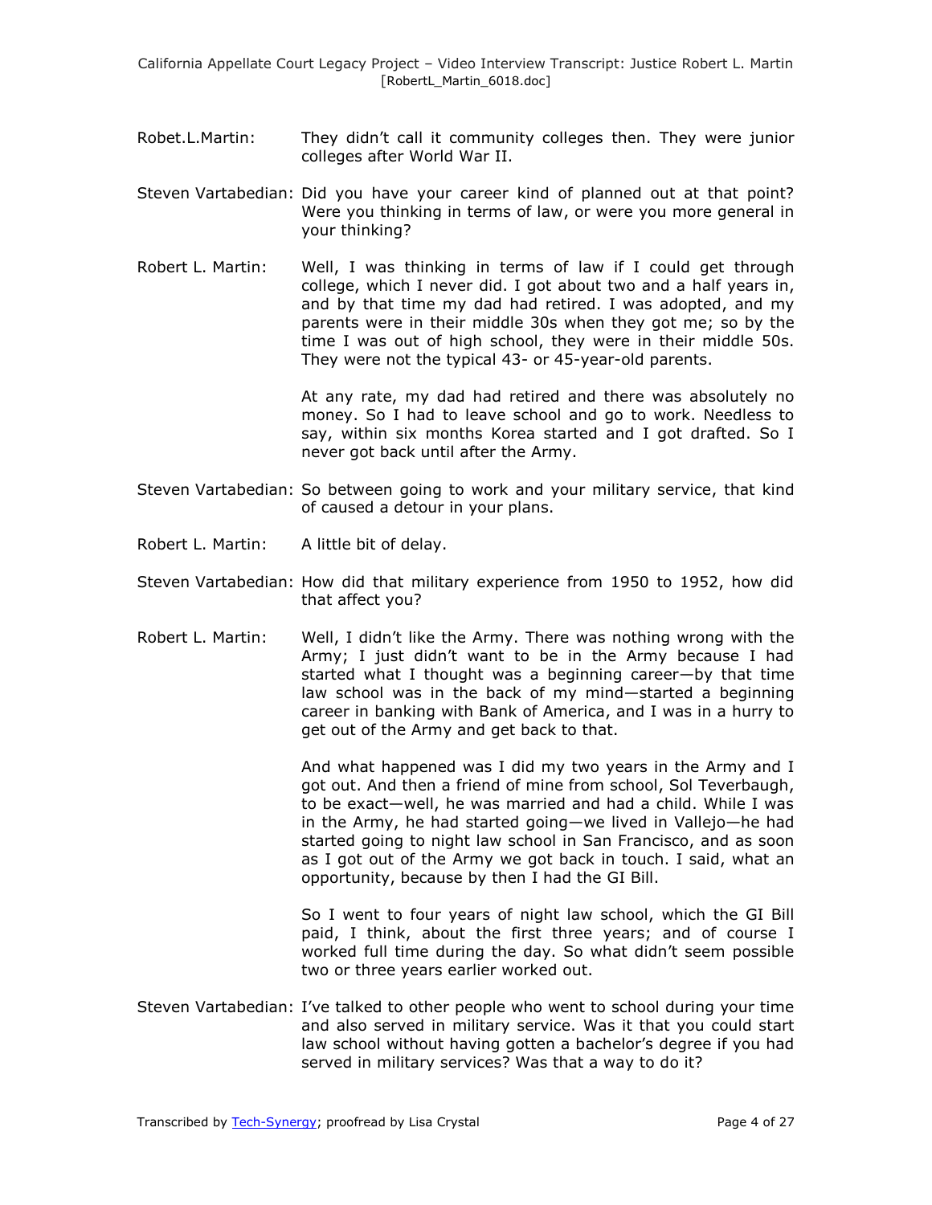Robet.L.Martin: They didn't call it community colleges then. They were junior colleges after World War II.

Steven Vartabedian: Did you have your career kind of planned out at that point? Were you thinking in terms of law, or were you more general in your thinking?

Robert L. Martin: Well, I was thinking in terms of law if I could get through college, which I never did. I got about two and a half years in, and by that time my dad had retired. I was adopted, and my parents were in their middle 30s when they got me; so by the time I was out of high school, they were in their middle 50s. They were not the typical 43- or 45-year-old parents.

At any rate, my dad had retired and there was absolutely no money. So I had to leave school and go to work. Needless to say, within six months Korea started and I got drafted. So I never got back until after the Army.

Steven Vartabedian: So between going to work and your military service, that kind of caused a detour in your plans.

Robert L. Martin: A little bit of delay.

Steven Vartabedian: How did that military experience from 1950 to 1952, how did that affect you?

Robert L. Martin: Well, I didn't like the Army. There was nothing wrong with the Army; I just didn't want to be in the Army because I had started what I thought was a beginning career—by that time law school was in the back of my mind—started a beginning career in banking with Bank of America, and I was in a hurry to get out of the Army and get back to that.

And what happened was I did my two years in the Army and I got out. And then a friend of mine from school, Sol Teverbaugh, to be exact—well, he was married and had a child. While I was in the Army, he had started going—we lived in Vallejo—he had started going to night law school in San Francisco, and as soon as I got out of the Army we got back in touch. I said, what an opportunity, because by then I had the GI Bill.

So I went to four years of night law school, which the GI Bill paid, I think, about the first three years; and of course I worked full time during the day. So what didn't seem possible two or three years earlier worked out.

Steven Vartabedian: I've talked to other people who went to school during your time and also served in military service. Was it that you could start law school without having gotten a bachelor's degree if you had served in military services? Was that a way to do it?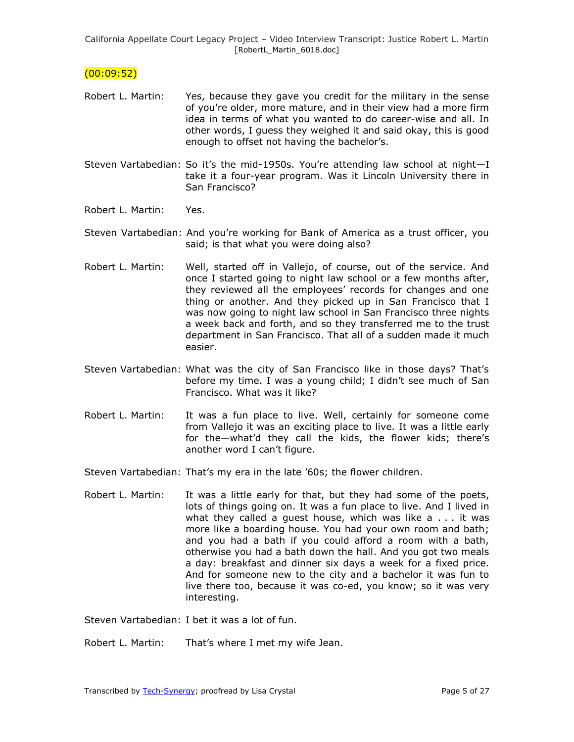(00:09:52)

Robert L. Martin: Yes, because they gave you credit for the military in the sense of you're older, more mature, and in their view had a more firm idea in terms of what you wanted to do career-wise and all. In other words, I guess they weighed it and said okay, this is good enough to offset not having the bachelor's.

Steven Vartabedian: So it's the mid-1950s. You're attending law school at night—I take it a four-year program. Was it Lincoln University there in San Francisco?

Robert L. Martin: Yes.

Steven Vartabedian: And you're working for Bank of America as a trust officer, you said; is that what you were doing also?

Robert L. Martin: Well, started off in Vallejo, of course, out of the service. And once I started going to night law school or a few months after, they reviewed all the employees' records for changes and one thing or another. And they picked up in San Francisco that I was now going to night law school in San Francisco three nights a week back and forth, and so they transferred me to the trust department in San Francisco. That all of a sudden made it much easier.

Steven Vartabedian: What was the city of San Francisco like in those days? That's before my time. I was a young child; I didn't see much of San Francisco. What was it like?

Robert L. Martin: It was a fun place to live. Well, certainly for someone come from Vallejo it was an exciting place to live. It was a little early for the—what'd they call the kids, the flower kids; there's another word I can't figure.

Steven Vartabedian: That's my era in the late '60s; the flower children.

Robert L. Martin: It was a little early for that, but they had some of the poets, lots of things going on. It was a fun place to live. And I lived in what they called a guest house, which was like a . . . it was more like a boarding house. You had your own room and bath; and you had a bath if you could afford a room with a bath, otherwise you had a bath down the hall. And you got two meals a day: breakfast and dinner six days a week for a fixed price. And for someone new to the city and a bachelor it was fun to live there too, because it was co-ed, you know; so it was very interesting.

Steven Vartabedian: I bet it was a lot of fun.

Robert L. Martin: That's where I met my wife Jean.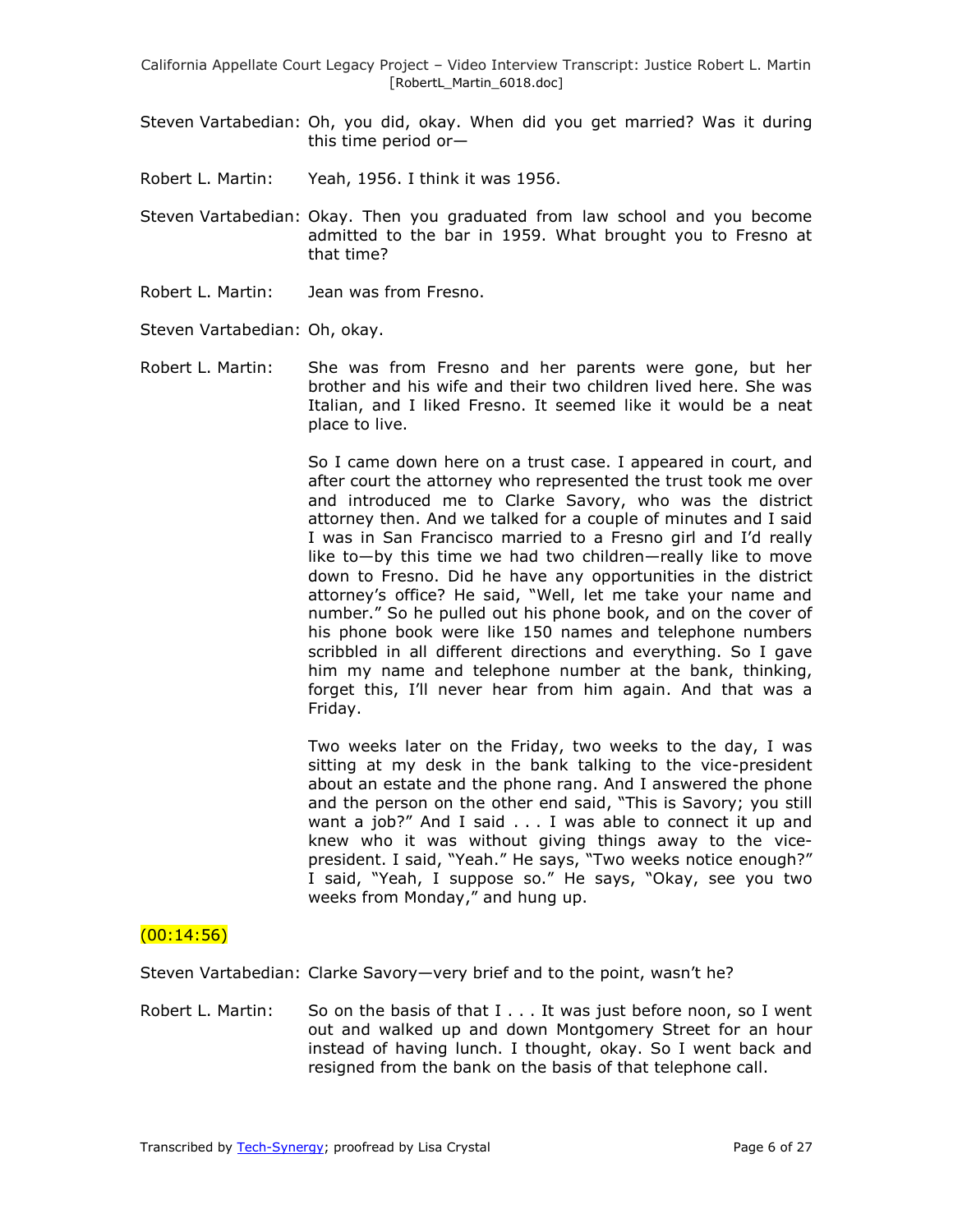Steven Vartabedian: Oh, you did, okay. When did you get married? Was it during this time period or—

Robert L. Martin: Yeah, 1956. I think it was 1956.

Steven Vartabedian: Okay. Then you graduated from law school and you become admitted to the bar in 1959. What brought you to Fresno at that time?

Robert L. Martin: Jean was from Fresno.

Steven Vartabedian: Oh, okay.

Robert L. Martin: She was from Fresno and her parents were gone, but her brother and his wife and their two children lived here. She was Italian, and I liked Fresno. It seemed like it would be a neat place to live.

So I came down here on a trust case. I appeared in court, and after court the attorney who represented the trust took me over and introduced me to Clarke Savory, who was the district attorney then. And we talked for a couple of minutes and I said I was in San Francisco married to a Fresno girl and I'd really like to—by this time we had two children—really like to move down to Fresno. Did he have any opportunities in the district attorney's office? He said, "Well, let me take your name and number." So he pulled out his phone book, and on the cover of his phone book were like 150 names and telephone numbers scribbled in all different directions and everything. So I gave him my name and telephone number at the bank, thinking, forget this, I'll never hear from him again. And that was a Friday.

Two weeks later on the Friday, two weeks to the day, I was sitting at my desk in the bank talking to the vice-president about an estate and the phone rang. And I answered the phone and the person on the other end said, "This is Savory; you still want a job?" And I said . . . I was able to connect it up and knew who it was without giving things away to the vice-president. I said, "Yeah." He says, "Two weeks notice enough?" I said, "Yeah, I suppose so." He says, "Okay, see you two weeks from Monday," and hung up.

(00:14:56)

Steven Vartabedian: Clarke Savory—very brief and to the point, wasn't he?

Robert L. Martin: So on the basis of that I . . . It was just before noon, so I went out and walked up and down Montgomery Street for an hour instead of having lunch. I thought, okay. So I went back and resigned from the bank on the basis of that telephone call.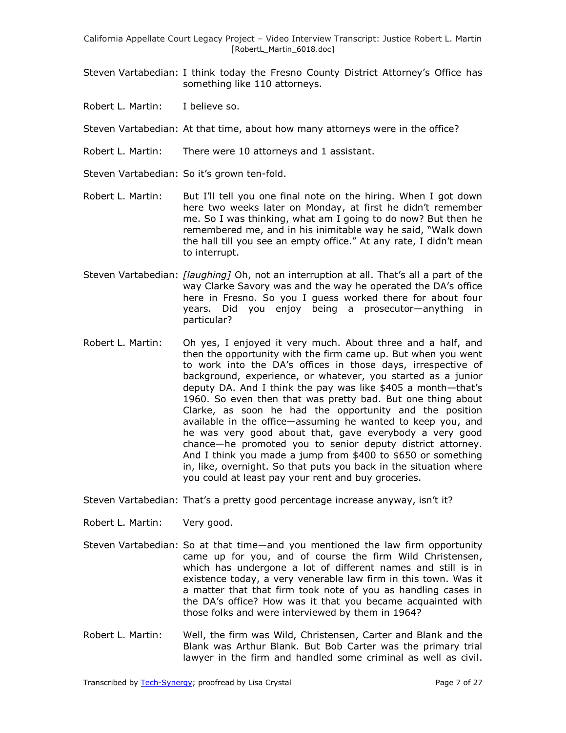Steven Vartabedian: I think today the Fresno County District Attorney's Office has something like 110 attorneys.

Robert L. Martin: I believe so.

Steven Vartabedian: At that time, about how many attorneys were in the office?

Robert L. Martin: There were 10 attorneys and 1 assistant.

Steven Vartabedian: So it's grown ten-fold.

Robert L. Martin: But I'll tell you one final note on the hiring. When I got down here two weeks later on Monday, at first he didn't remember me. So I was thinking, what am I going to do now? But then he remembered me, and in his inimitable way he said, "Walk down the hall till you see an empty office." At any rate, I didn't mean to interrupt.

Steven Vartabedian: *[laughing]* Oh, not an interruption at all. That's all a part of the way Clarke Savory was and the way he operated the DA's office here in Fresno. So you I guess worked there for about four years. Did you enjoy being a prosecutor—anything in particular?

Robert L. Martin: Oh yes, I enjoyed it very much. About three and a half, and then the opportunity with the firm came up. But when you went to work into the DA's offices in those days, irrespective of background, experience, or whatever, you started as a junior deputy DA. And I think the pay was like $405 a month—that's 1960. So even then that was pretty bad. But one thing about Clarke, as soon he had the opportunity and the position available in the office—assuming he wanted to keep you, and he was very good about that, gave everybody a very good chance—he promoted you to senior deputy district attorney. And I think you made a jump from $400 to $650 or something in, like, overnight. So that puts you back in the situation where you could at least pay your rent and buy groceries.

Steven Vartabedian: That's a pretty good percentage increase anyway, isn't it?

Robert L. Martin: Very good.

Steven Vartabedian: So at that time—and you mentioned the law firm opportunity came up for you, and of course the firm Wild Christensen, which has undergone a lot of different names and still is in existence today, a very venerable law firm in this town. Was it a matter that that firm took note of you as handling cases in the DA's office? How was it that you became acquainted with those folks and were interviewed by them in 1964?

Robert L. Martin: Well, the firm was Wild, Christensen, Carter and Blank and the Blank was Arthur Blank. But Bob Carter was the primary trial lawyer in the firm and handled some criminal as well as civil.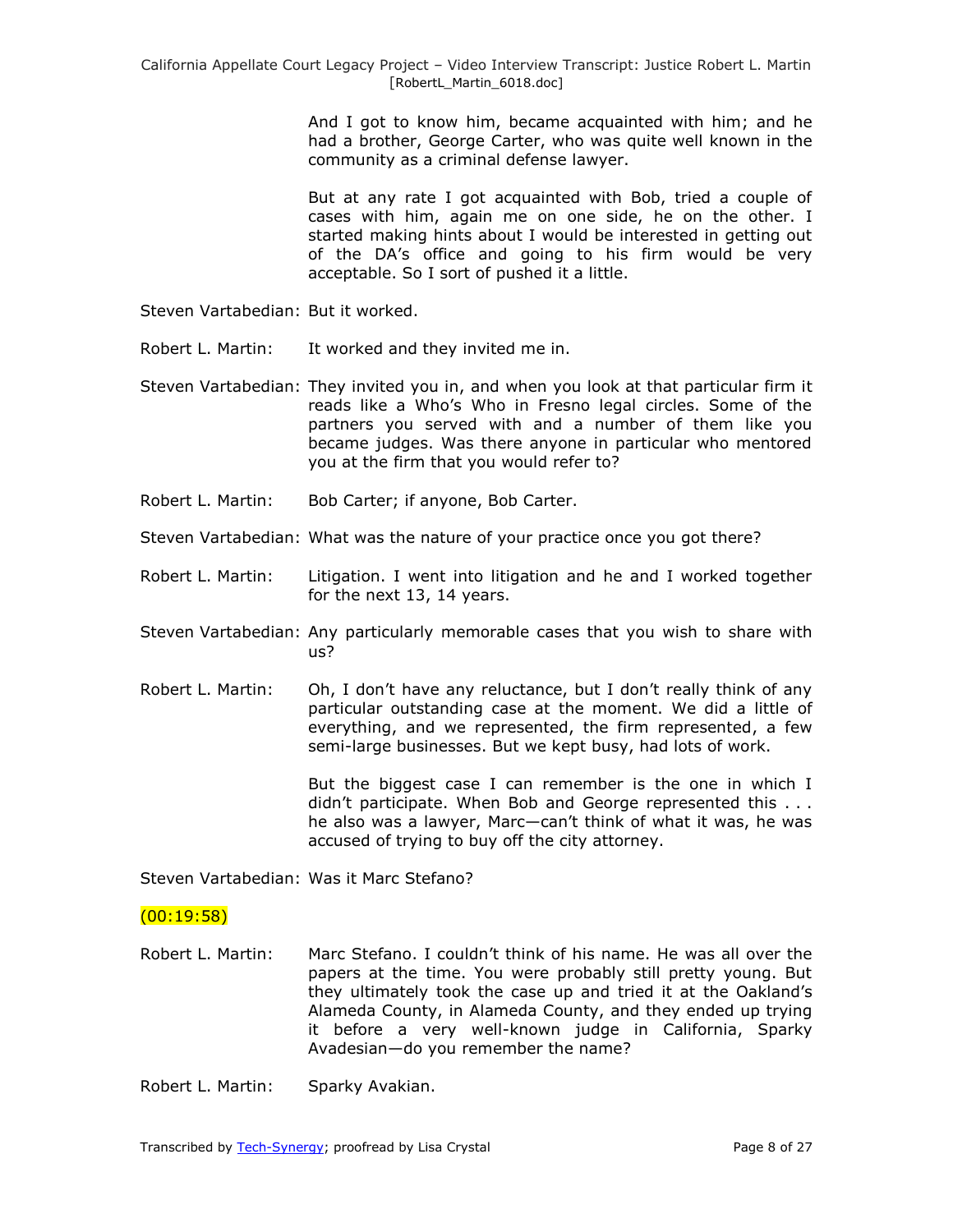And I got to know him, became acquainted with him; and he had a brother, George Carter, who was quite well known in the community as a criminal defense lawyer.

But at any rate I got acquainted with Bob, tried a couple of cases with him, again me on one side, he on the other. I started making hints about I would be interested in getting out of the DA's office and going to his firm would be very acceptable. So I sort of pushed it a little.

Steven Vartabedian: But it worked.

Robert L. Martin: It worked and they invited me in.

Steven Vartabedian: They invited you in, and when you look at that particular firm it reads like a Who's Who in Fresno legal circles. Some of the partners you served with and a number of them like you became judges. Was there anyone in particular who mentored you at the firm that you would refer to?

Robert L. Martin: Bob Carter; if anyone, Bob Carter.

Steven Vartabedian: What was the nature of your practice once you got there?

Robert L. Martin: Litigation. I went into litigation and he and I worked together for the next 13, 14 years.

Steven Vartabedian: Any particularly memorable cases that you wish to share with us?

Robert L. Martin: Oh, I don't have any reluctance, but I don't really think of any particular outstanding case at the moment. We did a little of everything, and we represented, the firm represented, a few semi-large businesses. But we kept busy, had lots of work.

But the biggest case I can remember is the one in which I didn't participate. When Bob and George represented this . . . he also was a lawyer, Marc—can't think of what it was, he was accused of trying to buy off the city attorney.

Steven Vartabedian: Was it Marc Stefano?

(00:19:58)

Robert L. Martin: Marc Stefano. I couldn't think of his name. He was all over the papers at the time. You were probably still pretty young. But they ultimately took the case up and tried it at the Oakland's Alameda County, in Alameda County, and they ended up trying it before a very well-known judge in California, Sparky Avadesian—do you remember the name?

Robert L. Martin: Sparky Avakian.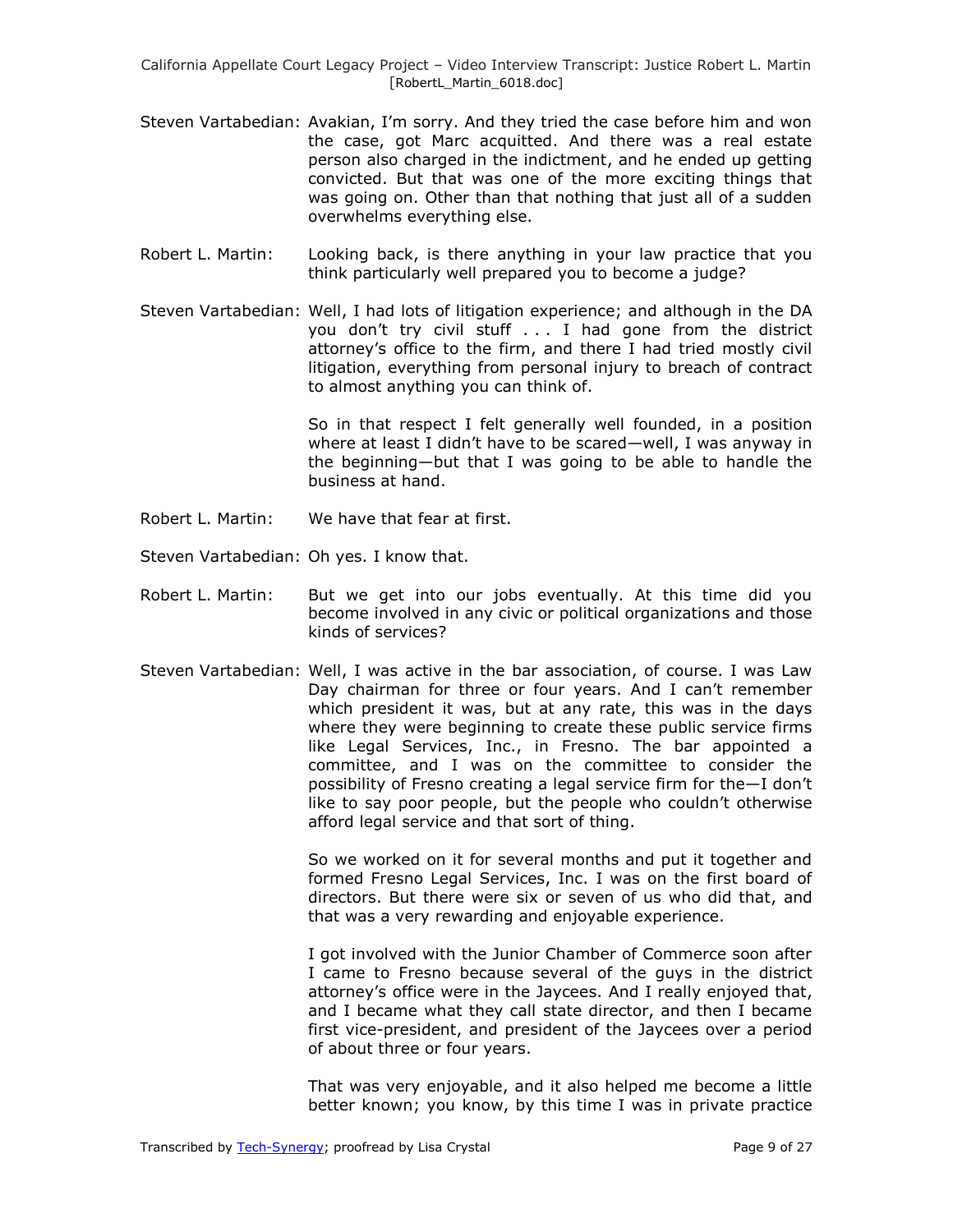Steven Vartabedian: Avakian, I'm sorry. And they tried the case before him and won the case, got Marc acquitted. And there was a real estate person also charged in the indictment, and he ended up getting convicted. But that was one of the more exciting things that was going on. Other than that nothing that just all of a sudden overwhelms everything else.

Robert L. Martin: Looking back, is there anything in your law practice that you think particularly well prepared you to become a judge?

Steven Vartabedian: Well, I had lots of litigation experience; and although in the DA you don't try civil stuff . . . I had gone from the district attorney's office to the firm, and there I had tried mostly civil litigation, everything from personal injury to breach of contract to almost anything you can think of.

So in that respect I felt generally well founded, in a position where at least I didn't have to be scared—well, I was anyway in the beginning—but that I was going to be able to handle the business at hand.

Robert L. Martin: We have that fear at first.

Steven Vartabedian: Oh yes. I know that.

Robert L. Martin: But we get into our jobs eventually. At this time did you become involved in any civic or political organizations and those kinds of services?

Steven Vartabedian: Well, I was active in the bar association, of course. I was Law Day chairman for three or four years. And I can't remember which president it was, but at any rate, this was in the days where they were beginning to create these public service firms like Legal Services, Inc., in Fresno. The bar appointed a committee, and I was on the committee to consider the possibility of Fresno creating a legal service firm for the—I don't like to say poor people, but the people who couldn't otherwise afford legal service and that sort of thing.

So we worked on it for several months and put it together and formed Fresno Legal Services, Inc. I was on the first board of directors. But there were six or seven of us who did that, and that was a very rewarding and enjoyable experience.

I got involved with the Junior Chamber of Commerce soon after I came to Fresno because several of the guys in the district attorney's office were in the Jaycees. And I really enjoyed that, and I became what they call state director, and then I became first vice-president, and president of the Jaycees over a period of about three or four years.

That was very enjoyable, and it also helped me become a little better known; you know, by this time I was in private practice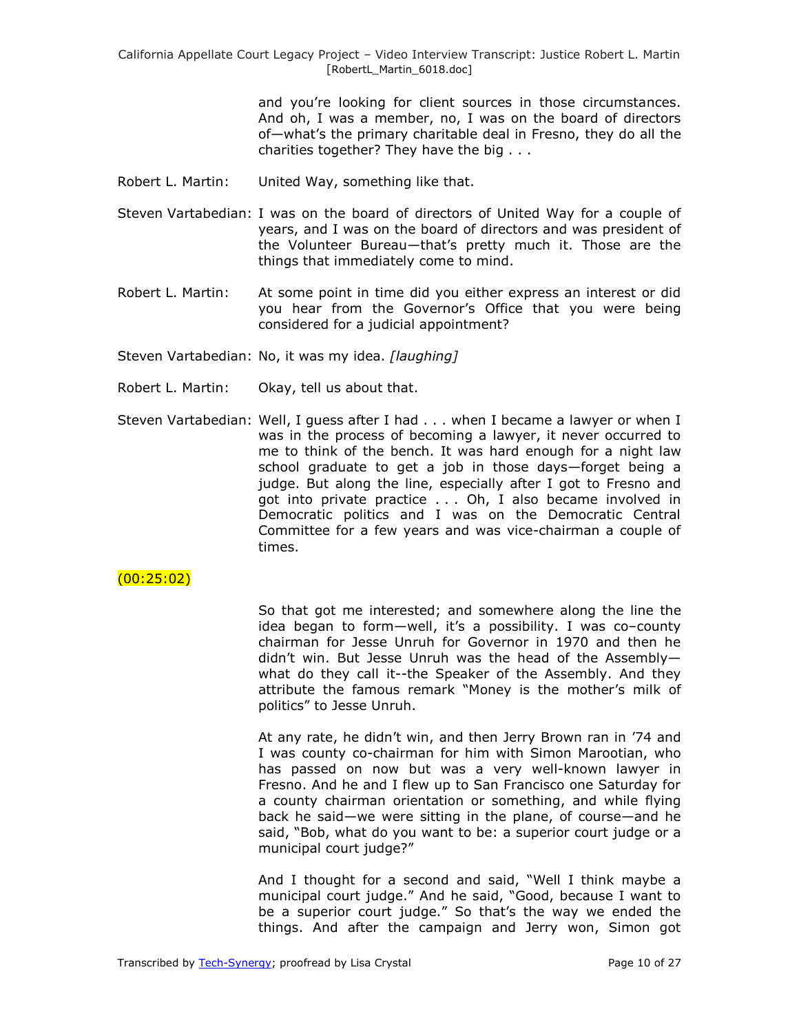and you're looking for client sources in those circumstances. And oh, I was a member, no, I was on the board of directors of—what's the primary charitable deal in Fresno, they do all the charities together? They have the big . . .

Robert L. Martin: United Way, something like that.

Steven Vartabedian: I was on the board of directors of United Way for a couple of years, and I was on the board of directors and was president of the Volunteer Bureau—that's pretty much it. Those are the things that immediately come to mind.

Robert L. Martin: At some point in time did you either express an interest or did you hear from the Governor's Office that you were being considered for a judicial appointment?

Steven Vartabedian: No, it was my idea. *[laughing]*

Robert L. Martin: Okay, tell us about that.

Steven Vartabedian: Well, I guess after I had . . . when I became a lawyer or when I was in the process of becoming a lawyer, it never occurred to me to think of the bench. It was hard enough for a night law school graduate to get a job in those days—forget being a judge. But along the line, especially after I got to Fresno and got into private practice . . . Oh, I also became involved in Democratic politics and I was on the Democratic Central Committee for a few years and was vice-chairman a couple of times.

(00:25:02)

So that got me interested; and somewhere along the line the idea began to form—well, it's a possibility. I was co–county chairman for Jesse Unruh for Governor in 1970 and then he didn't win. But Jesse Unruh was the head of the Assembly—what do they call it--the Speaker of the Assembly. And they attribute the famous remark "Money is the mother's milk of politics" to Jesse Unruh.

At any rate, he didn't win, and then Jerry Brown ran in '74 and I was county co-chairman for him with Simon Marootian, who has passed on now but was a very well-known lawyer in Fresno. And he and I flew up to San Francisco one Saturday for a county chairman orientation or something, and while flying back he said—we were sitting in the plane, of course—and he said, "Bob, what do you want to be: a superior court judge or a municipal court judge?"

And I thought for a second and said, "Well I think maybe a municipal court judge." And he said, "Good, because I want to be a superior court judge." So that's the way we ended the things. And after the campaign and Jerry won, Simon got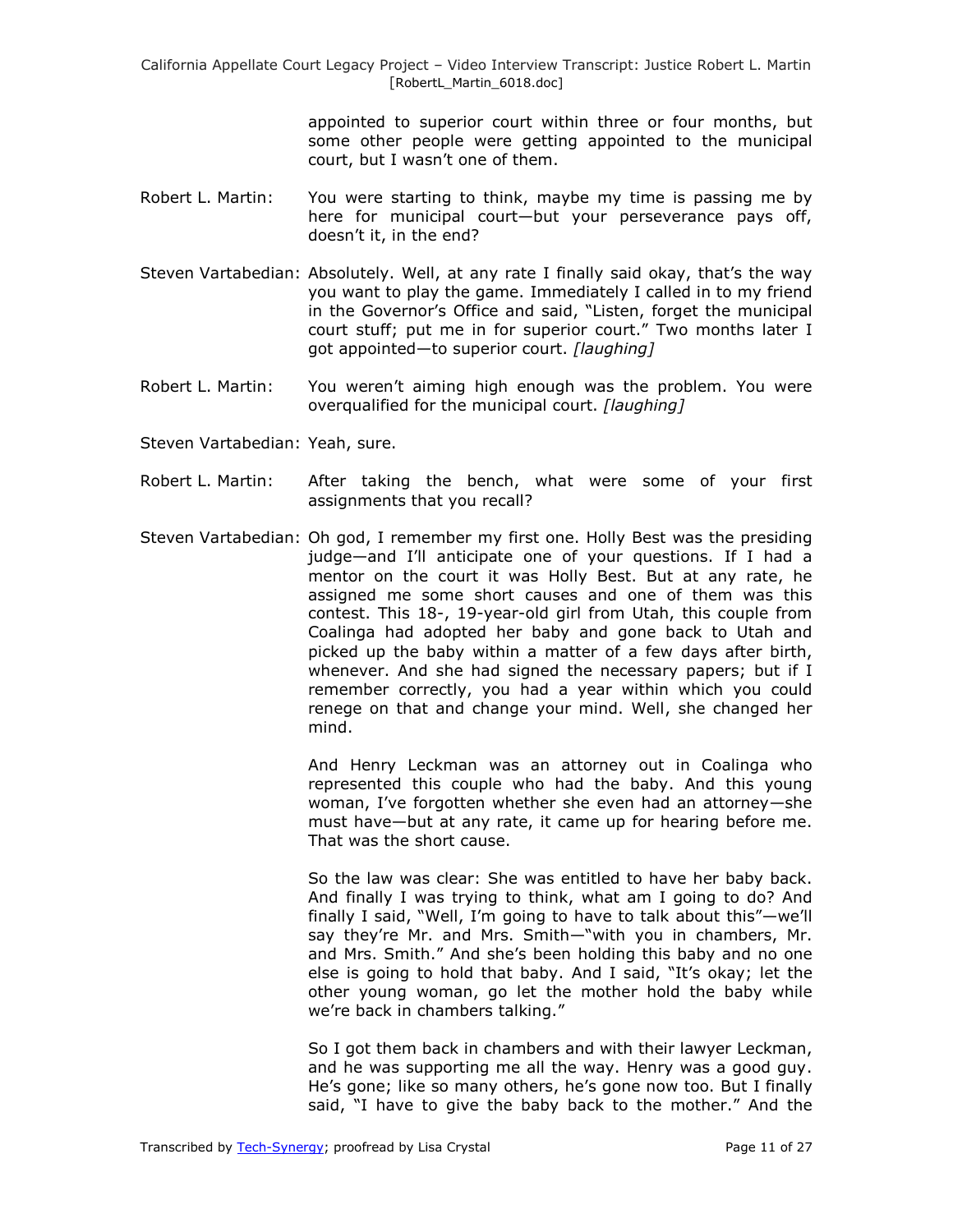appointed to superior court within three or four months, but some other people were getting appointed to the municipal court, but I wasn't one of them.

Robert L. Martin: You were starting to think, maybe my time is passing me by here for municipal court—but your perseverance pays off, doesn't it, in the end?

Steven Vartabedian: Absolutely. Well, at any rate I finally said okay, that's the way you want to play the game. Immediately I called in to my friend in the Governor's Office and said, "Listen, forget the municipal court stuff; put me in for superior court." Two months later I got appointed—to superior court. *[laughing]*

Robert L. Martin: You weren't aiming high enough was the problem. You were overqualified for the municipal court. *[laughing]*

Steven Vartabedian: Yeah, sure.

Robert L. Martin: After taking the bench, what were some of your first assignments that you recall?

Steven Vartabedian: Oh god, I remember my first one. Holly Best was the presiding judge—and I'll anticipate one of your questions. If I had a mentor on the court it was Holly Best. But at any rate, he assigned me some short causes and one of them was this contest. This 18-, 19-year-old girl from Utah, this couple from Coalinga had adopted her baby and gone back to Utah and picked up the baby within a matter of a few days after birth, whenever. And she had signed the necessary papers; but if I remember correctly, you had a year within which you could renege on that and change your mind. Well, she changed her mind.

And Henry Leckman was an attorney out in Coalinga who represented this couple who had the baby. And this young woman, I've forgotten whether she even had an attorney—she must have—but at any rate, it came up for hearing before me. That was the short cause.

So the law was clear: She was entitled to have her baby back. And finally I was trying to think, what am I going to do? And finally I said, "Well, I'm going to have to talk about this"—we'll say they're Mr. and Mrs. Smith—"with you in chambers, Mr. and Mrs. Smith." And she's been holding this baby and no one else is going to hold that baby. And I said, "It's okay; let the other young woman, go let the mother hold the baby while we're back in chambers talking."

So I got them back in chambers and with their lawyer Leckman, and he was supporting me all the way. Henry was a good guy. He's gone; like so many others, he's gone now too. But I finally said, "I have to give the baby back to the mother." And the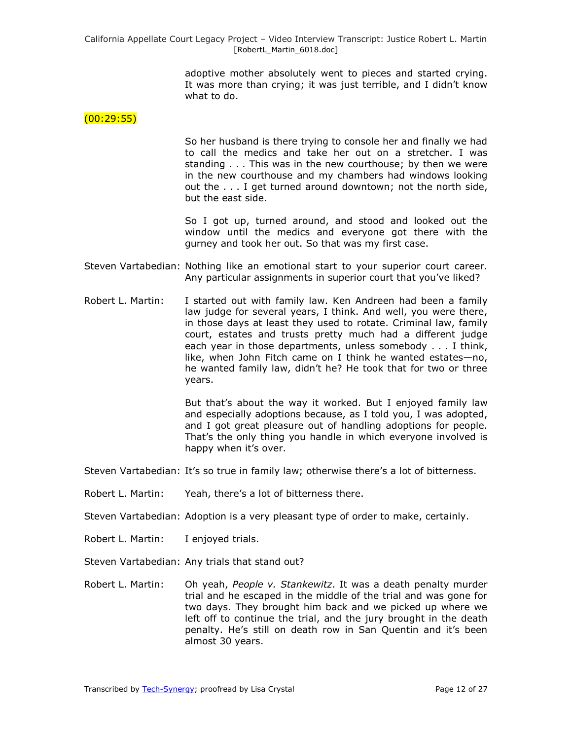adoptive mother absolutely went to pieces and started crying. It was more than crying; it was just terrible, and I didn't know what to do.

(00:29:55)

So her husband is there trying to console her and finally we had to call the medics and take her out on a stretcher. I was standing . . . This was in the new courthouse; by then we were in the new courthouse and my chambers had windows looking out the . . . I get turned around downtown; not the north side, but the east side.

So I got up, turned around, and stood and looked out the window until the medics and everyone got there with the gurney and took her out. So that was my first case.

Steven Vartabedian: Nothing like an emotional start to your superior court career. Any particular assignments in superior court that you've liked?

Robert L. Martin: I started out with family law. Ken Andreen had been a family law judge for several years, I think. And well, you were there, in those days at least they used to rotate. Criminal law, family court, estates and trusts pretty much had a different judge each year in those departments, unless somebody . . . I think, like, when John Fitch came on I think he wanted estates—no, he wanted family law, didn't he? He took that for two or three years.

But that's about the way it worked. But I enjoyed family law and especially adoptions because, as I told you, I was adopted, and I got great pleasure out of handling adoptions for people. That's the only thing you handle in which everyone involved is happy when it's over.

Steven Vartabedian: It's so true in family law; otherwise there's a lot of bitterness.

Robert L. Martin: Yeah, there's a lot of bitterness there.

Steven Vartabedian: Adoption is a very pleasant type of order to make, certainly.

Robert L. Martin: I enjoyed trials.

Steven Vartabedian: Any trials that stand out?

Robert L. Martin: Oh yeah, *People v. Stankewitz*. It was a death penalty murder trial and he escaped in the middle of the trial and was gone for two days. They brought him back and we picked up where we left off to continue the trial, and the jury brought in the death penalty. He's still on death row in San Quentin and it's been almost 30 years.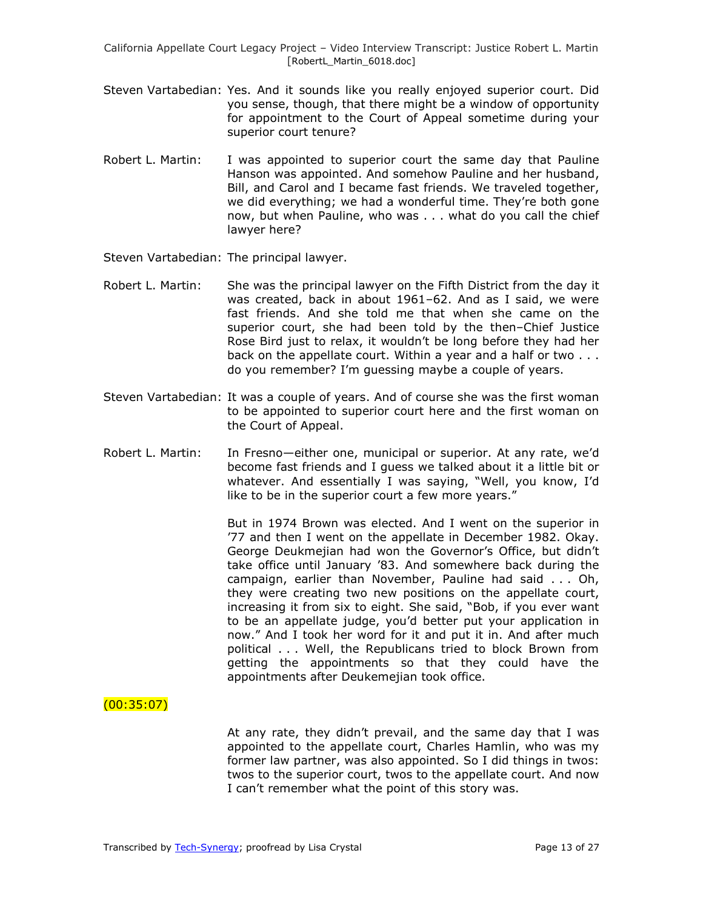Steven Vartabedian: Yes. And it sounds like you really enjoyed superior court. Did you sense, though, that there might be a window of opportunity for appointment to the Court of Appeal sometime during your superior court tenure?

Robert L. Martin: I was appointed to superior court the same day that Pauline Hanson was appointed. And somehow Pauline and her husband, Bill, and Carol and I became fast friends. We traveled together, we did everything; we had a wonderful time. They're both gone now, but when Pauline, who was . . . what do you call the chief lawyer here?

Steven Vartabedian: The principal lawyer.

Robert L. Martin: She was the principal lawyer on the Fifth District from the day it was created, back in about 1961–62. And as I said, we were fast friends. And she told me that when she came on the superior court, she had been told by the then–Chief Justice Rose Bird just to relax, it wouldn't be long before they had her back on the appellate court. Within a year and a half or two . . . do you remember? I'm guessing maybe a couple of years.

Steven Vartabedian: It was a couple of years. And of course she was the first woman to be appointed to superior court here and the first woman on the Court of Appeal.

Robert L. Martin: In Fresno—either one, municipal or superior. At any rate, we'd become fast friends and I guess we talked about it a little bit or whatever. And essentially I was saying, "Well, you know, I'd like to be in the superior court a few more years."

But in 1974 Brown was elected. And I went on the superior in '77 and then I went on the appellate in December 1982. Okay. George Deukmejian had won the Governor's Office, but didn't take office until January '83. And somewhere back during the campaign, earlier than November, Pauline had said . . . Oh, they were creating two new positions on the appellate court, increasing it from six to eight. She said, "Bob, if you ever want to be an appellate judge, you'd better put your application in now." And I took her word for it and put it in. And after much political . . . Well, the Republicans tried to block Brown from getting the appointments so that they could have the appointments after Deukemejian took office.

(00:35:07)

At any rate, they didn't prevail, and the same day that I was appointed to the appellate court, Charles Hamlin, who was my former law partner, was also appointed. So I did things in twos: twos to the superior court, twos to the appellate court. And now I can't remember what the point of this story was.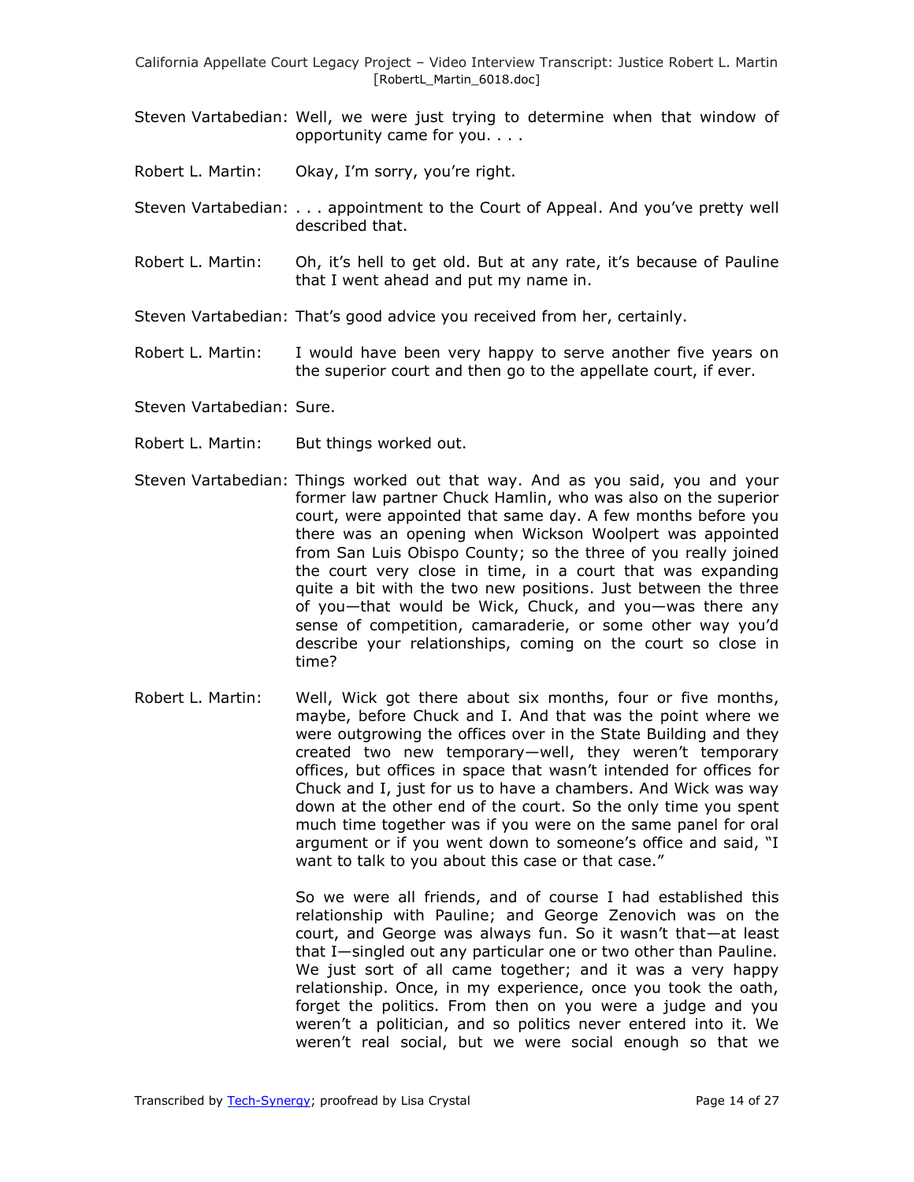Steven Vartabedian: Well, we were just trying to determine when that window of opportunity came for you. . . .

Robert L. Martin: Okay, I'm sorry, you're right.

Steven Vartabedian: . . . appointment to the Court of Appeal. And you've pretty well described that.

Robert L. Martin: Oh, it's hell to get old. But at any rate, it's because of Pauline that I went ahead and put my name in.

Steven Vartabedian: That's good advice you received from her, certainly.

Robert L. Martin: I would have been very happy to serve another five years on the superior court and then go to the appellate court, if ever.

Steven Vartabedian: Sure.

Robert L. Martin: But things worked out.

Steven Vartabedian: Things worked out that way. And as you said, you and your former law partner Chuck Hamlin, who was also on the superior court, were appointed that same day. A few months before you there was an opening when Wickson Woolpert was appointed from San Luis Obispo County; so the three of you really joined the court very close in time, in a court that was expanding quite a bit with the two new positions. Just between the three of you—that would be Wick, Chuck, and you—was there any sense of competition, camaraderie, or some other way you'd describe your relationships, coming on the court so close in time?

Robert L. Martin: Well, Wick got there about six months, four or five months, maybe, before Chuck and I. And that was the point where we were outgrowing the offices over in the State Building and they created two new temporary—well, they weren't temporary offices, but offices in space that wasn't intended for offices for Chuck and I, just for us to have a chambers. And Wick was way down at the other end of the court. So the only time you spent much time together was if you were on the same panel for oral argument or if you went down to someone's office and said, "I want to talk to you about this case or that case."

So we were all friends, and of course I had established this relationship with Pauline; and George Zenovich was on the court, and George was always fun. So it wasn't that—at least that I—singled out any particular one or two other than Pauline. We just sort of all came together; and it was a very happy relationship. Once, in my experience, once you took the oath, forget the politics. From then on you were a judge and you weren't a politician, and so politics never entered into it. We weren't real social, but we were social enough so that we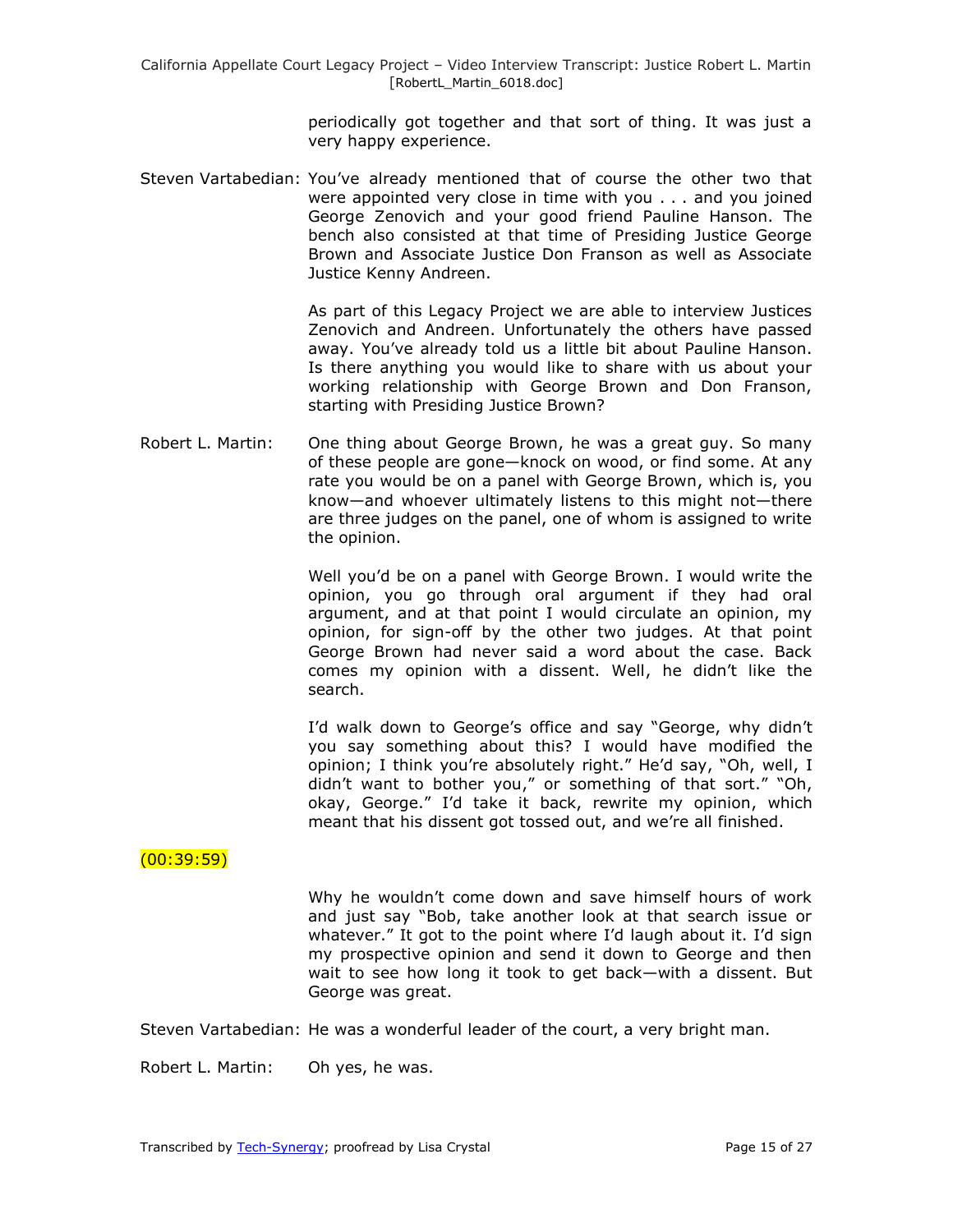periodically got together and that sort of thing. It was just a very happy experience.

Steven Vartabedian: You've already mentioned that of course the other two that were appointed very close in time with you . . . and you joined George Zenovich and your good friend Pauline Hanson. The bench also consisted at that time of Presiding Justice George Brown and Associate Justice Don Franson as well as Associate Justice Kenny Andreen.

As part of this Legacy Project we are able to interview Justices Zenovich and Andreen. Unfortunately the others have passed away. You've already told us a little bit about Pauline Hanson. Is there anything you would like to share with us about your working relationship with George Brown and Don Franson, starting with Presiding Justice Brown?

Robert L. Martin: One thing about George Brown, he was a great guy. So many of these people are gone—knock on wood, or find some. At any rate you would be on a panel with George Brown, which is, you know—and whoever ultimately listens to this might not—there are three judges on the panel, one of whom is assigned to write the opinion.

Well you'd be on a panel with George Brown. I would write the opinion, you go through oral argument if they had oral argument, and at that point I would circulate an opinion, my opinion, for sign-off by the other two judges. At that point George Brown had never said a word about the case. Back comes my opinion with a dissent. Well, he didn't like the search.

I'd walk down to George's office and say "George, why didn't you say something about this? I would have modified the opinion; I think you're absolutely right." He'd say, "Oh, well, I didn't want to bother you," or something of that sort." "Oh, okay, George." I'd take it back, rewrite my opinion, which meant that his dissent got tossed out, and we're all finished.

(00:39:59)

Why he wouldn't come down and save himself hours of work and just say "Bob, take another look at that search issue or whatever." It got to the point where I'd laugh about it. I'd sign my prospective opinion and send it down to George and then wait to see how long it took to get back—with a dissent. But George was great.

Steven Vartabedian: He was a wonderful leader of the court, a very bright man.

Robert L. Martin: Oh yes, he was.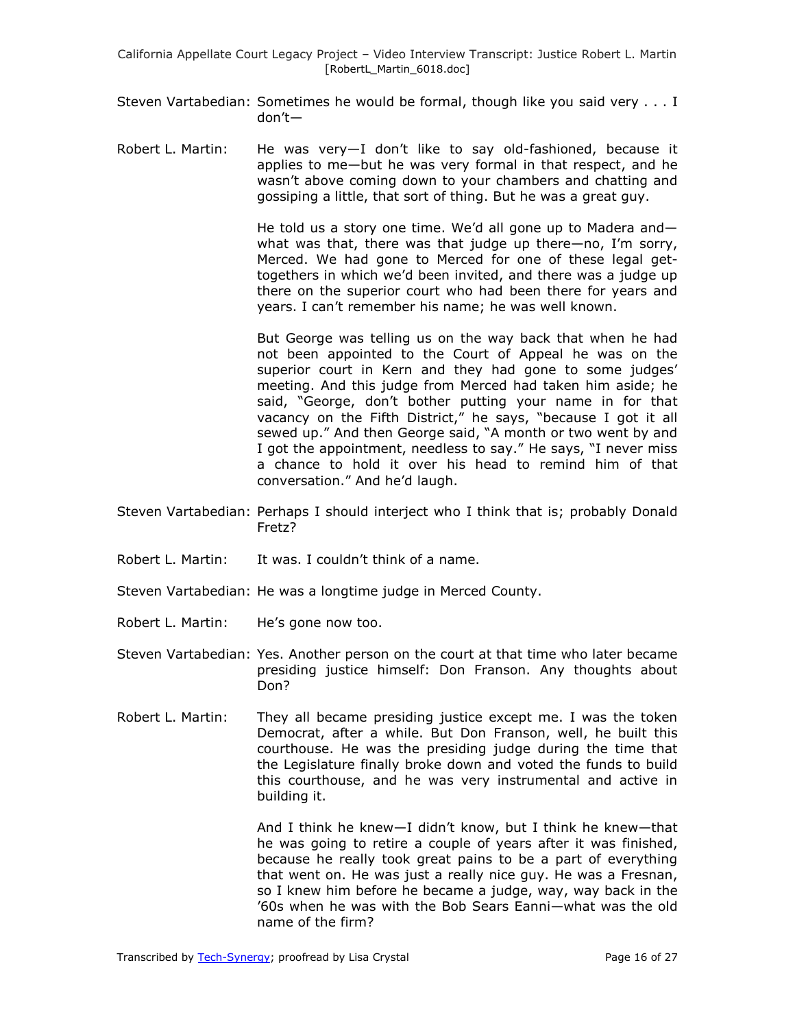Steven Vartabedian: Sometimes he would be formal, though like you said very . . . I don't—

Robert L. Martin: He was very—I don't like to say old-fashioned, because it applies to me—but he was very formal in that respect, and he wasn't above coming down to your chambers and chatting and gossiping a little, that sort of thing. But he was a great guy.

He told us a story one time. We'd all gone up to Madera and—what was that, there was that judge up there—no, I'm sorry, Merced. We had gone to Merced for one of these legal get-togethers in which we'd been invited, and there was a judge up there on the superior court who had been there for years and years. I can't remember his name; he was well known.

But George was telling us on the way back that when he had not been appointed to the Court of Appeal he was on the superior court in Kern and they had gone to some judges' meeting. And this judge from Merced had taken him aside; he said, "George, don't bother putting your name in for that vacancy on the Fifth District," he says, "because I got it all sewed up." And then George said, "A month or two went by and I got the appointment, needless to say." He says, "I never miss a chance to hold it over his head to remind him of that conversation." And he'd laugh.

Steven Vartabedian: Perhaps I should interject who I think that is; probably Donald Fretz?

Robert L. Martin: It was. I couldn't think of a name.

Steven Vartabedian: He was a longtime judge in Merced County.

Robert L. Martin: He's gone now too.

Steven Vartabedian: Yes. Another person on the court at that time who later became presiding justice himself: Don Franson. Any thoughts about Don?

Robert L. Martin: They all became presiding justice except me. I was the token Democrat, after a while. But Don Franson, well, he built this courthouse. He was the presiding judge during the time that the Legislature finally broke down and voted the funds to build this courthouse, and he was very instrumental and active in building it.

And I think he knew—I didn't know, but I think he knew—that he was going to retire a couple of years after it was finished, because he really took great pains to be a part of everything that went on. He was just a really nice guy. He was a Fresnan, so I knew him before he became a judge, way, way back in the '60s when he was with the Bob Sears Eanni—what was the old name of the firm?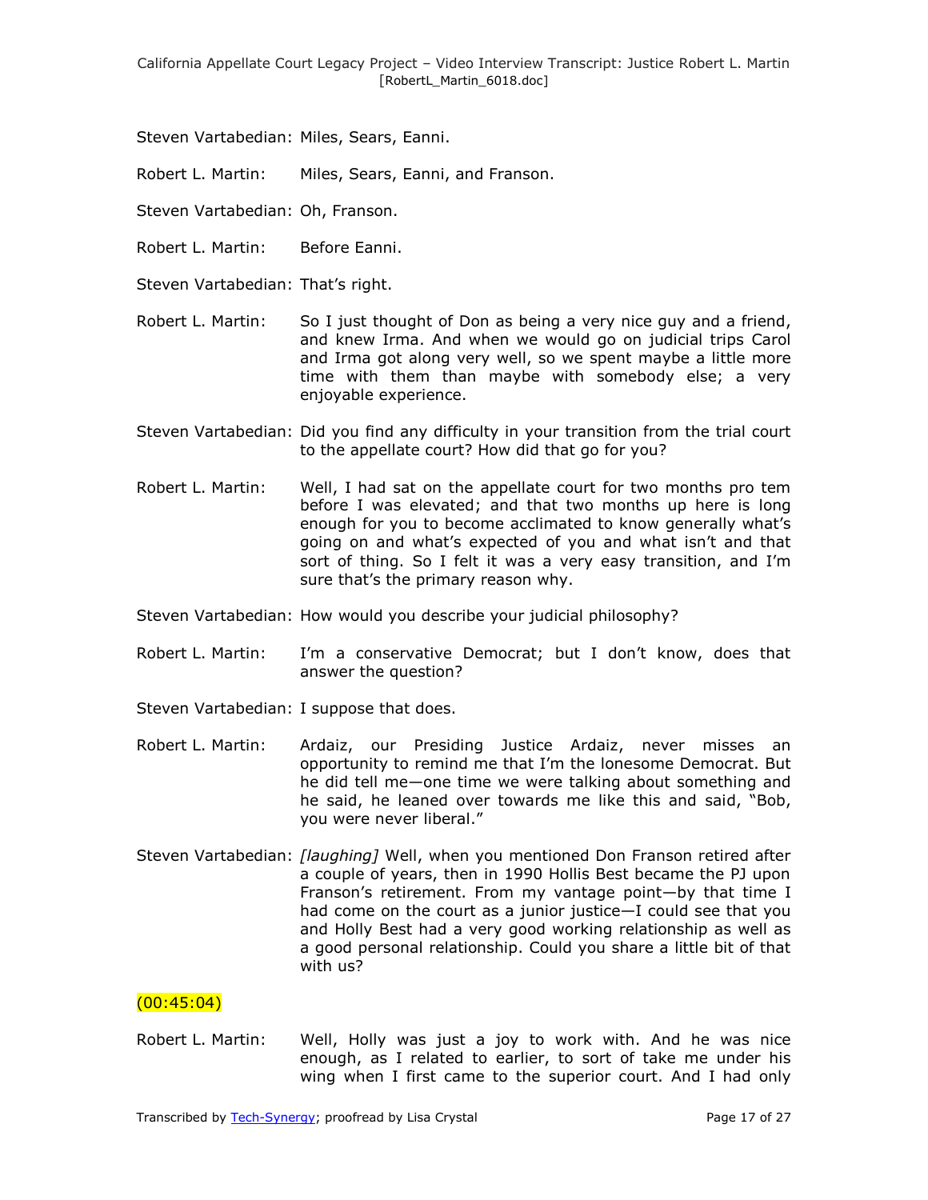Steven Vartabedian: Miles, Sears, Eanni.

Robert L. Martin: Miles, Sears, Eanni, and Franson.

Steven Vartabedian: Oh, Franson.

Robert L. Martin: Before Eanni.

Steven Vartabedian: That's right.

Robert L. Martin: So I just thought of Don as being a very nice guy and a friend, and knew Irma. And when we would go on judicial trips Carol and Irma got along very well, so we spent maybe a little more time with them than maybe with somebody else; a very enjoyable experience.

Steven Vartabedian: Did you find any difficulty in your transition from the trial court to the appellate court? How did that go for you?

Robert L. Martin: Well, I had sat on the appellate court for two months pro tem before I was elevated; and that two months up here is long enough for you to become acclimated to know generally what's going on and what's expected of you and what isn't and that sort of thing. So I felt it was a very easy transition, and I'm sure that's the primary reason why.

Steven Vartabedian: How would you describe your judicial philosophy?

Robert L. Martin: I'm a conservative Democrat; but I don't know, does that answer the question?

Steven Vartabedian: I suppose that does.

Robert L. Martin: Ardaiz, our Presiding Justice Ardaiz, never misses an opportunity to remind me that I'm the lonesome Democrat. But he did tell me—one time we were talking about something and he said, he leaned over towards me like this and said, "Bob, you were never liberal."

Steven Vartabedian: *[laughing]* Well, when you mentioned Don Franson retired after a couple of years, then in 1990 Hollis Best became the PJ upon Franson's retirement. From my vantage point—by that time I had come on the court as a junior justice—I could see that you and Holly Best had a very good working relationship as well as a good personal relationship. Could you share a little bit of that with us?

(00:45:04)

Robert L. Martin: Well, Holly was just a joy to work with. And he was nice enough, as I related to earlier, to sort of take me under his wing when I first came to the superior court. And I had only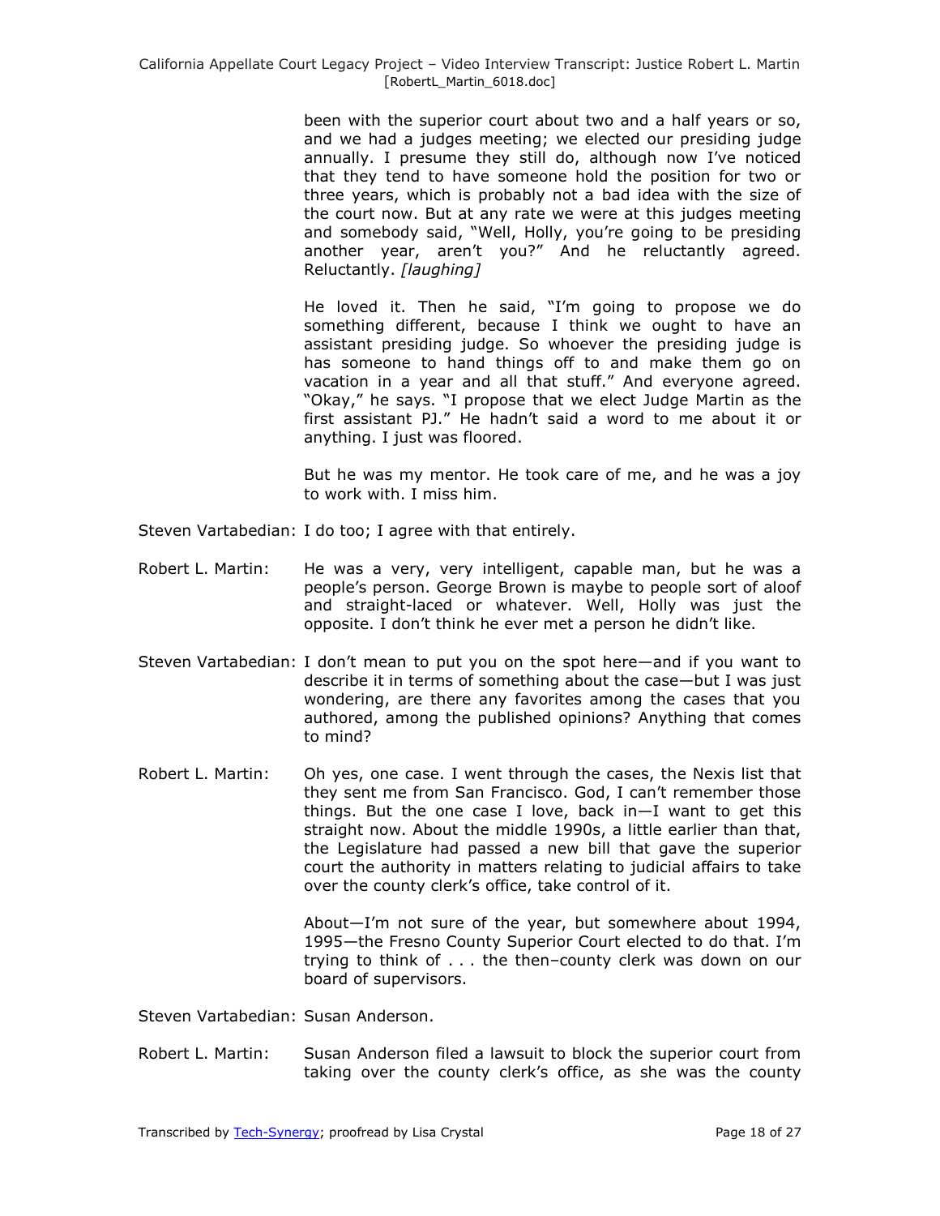been with the superior court about two and a half years or so, and we had a judges meeting; we elected our presiding judge annually. I presume they still do, although now I've noticed that they tend to have someone hold the position for two or three years, which is probably not a bad idea with the size of the court now. But at any rate we were at this judges meeting and somebody said, "Well, Holly, you're going to be presiding another year, aren't you?" And he reluctantly agreed. Reluctantly. *[laughing]*

He loved it. Then he said, "I'm going to propose we do something different, because I think we ought to have an assistant presiding judge. So whoever the presiding judge is has someone to hand things off to and make them go on vacation in a year and all that stuff." And everyone agreed. "Okay," he says. "I propose that we elect Judge Martin as the first assistant PJ." He hadn't said a word to me about it or anything. I just was floored.

But he was my mentor. He took care of me, and he was a joy to work with. I miss him.

Steven Vartabedian: I do too; I agree with that entirely.

Robert L. Martin: He was a very, very intelligent, capable man, but he was a people's person. George Brown is maybe to people sort of aloof and straight-laced or whatever. Well, Holly was just the opposite. I don't think he ever met a person he didn't like.

Steven Vartabedian: I don't mean to put you on the spot here—and if you want to describe it in terms of something about the case—but I was just wondering, are there any favorites among the cases that you authored, among the published opinions? Anything that comes to mind?

Robert L. Martin: Oh yes, one case. I went through the cases, the Nexis list that they sent me from San Francisco. God, I can't remember those things. But the one case I love, back in—I want to get this straight now. About the middle 1990s, a little earlier than that, the Legislature had passed a new bill that gave the superior court the authority in matters relating to judicial affairs to take over the county clerk's office, take control of it.

About—I'm not sure of the year, but somewhere about 1994, 1995—the Fresno County Superior Court elected to do that. I'm trying to think of . . . the then–county clerk was down on our board of supervisors.

Steven Vartabedian: Susan Anderson.

Robert L. Martin: Susan Anderson filed a lawsuit to block the superior court from taking over the county clerk's office, as she was the county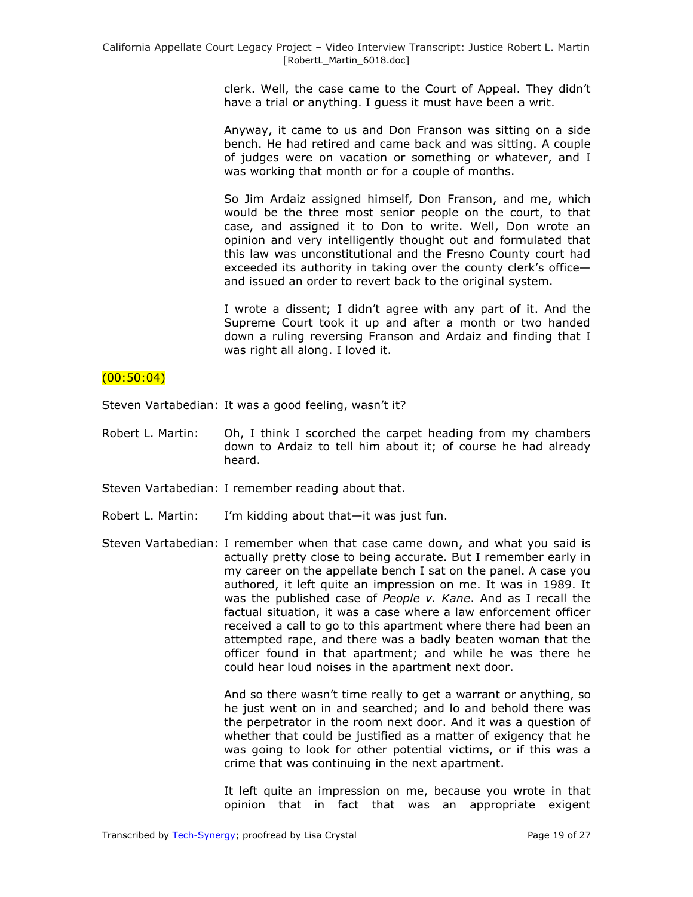clerk. Well, the case came to the Court of Appeal. They didn't have a trial or anything. I guess it must have been a writ.

Anyway, it came to us and Don Franson was sitting on a side bench. He had retired and came back and was sitting. A couple of judges were on vacation or something or whatever, and I was working that month or for a couple of months.

So Jim Ardaiz assigned himself, Don Franson, and me, which would be the three most senior people on the court, to that case, and assigned it to Don to write. Well, Don wrote an opinion and very intelligently thought out and formulated that this law was unconstitutional and the Fresno County court had exceeded its authority in taking over the county clerk's office—and issued an order to revert back to the original system.

I wrote a dissent; I didn't agree with any part of it. And the Supreme Court took it up and after a month or two handed down a ruling reversing Franson and Ardaiz and finding that I was right all along. I loved it.

(00:50:04)

Steven Vartabedian: It was a good feeling, wasn't it?

Robert L. Martin: Oh, I think I scorched the carpet heading from my chambers down to Ardaiz to tell him about it; of course he had already heard.

Steven Vartabedian: I remember reading about that.

Robert L. Martin: I'm kidding about that—it was just fun.

Steven Vartabedian: I remember when that case came down, and what you said is actually pretty close to being accurate. But I remember early in my career on the appellate bench I sat on the panel. A case you authored, it left quite an impression on me. It was in 1989. It was the published case of *People v. Kane*. And as I recall the factual situation, it was a case where a law enforcement officer received a call to go to this apartment where there had been an attempted rape, and there was a badly beaten woman that the officer found in that apartment; and while he was there he could hear loud noises in the apartment next door.

And so there wasn't time really to get a warrant or anything, so he just went on in and searched; and lo and behold there was the perpetrator in the room next door. And it was a question of whether that could be justified as a matter of exigency that he was going to look for other potential victims, or if this was a crime that was continuing in the next apartment.

It left quite an impression on me, because you wrote in that opinion that in fact that was an appropriate exigent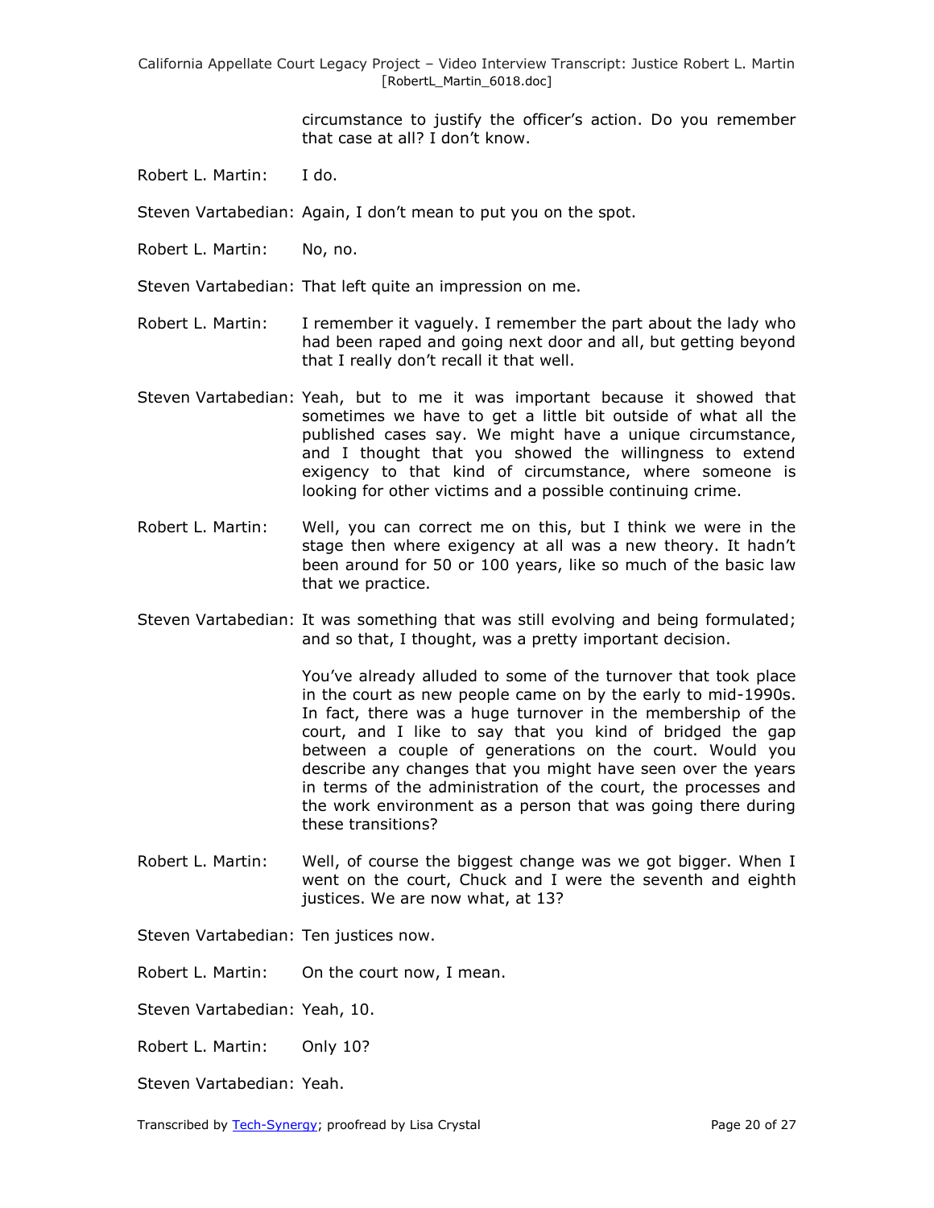circumstance to justify the officer's action. Do you remember that case at all? I don't know.

Robert L. Martin: I do.

Steven Vartabedian: Again, I don't mean to put you on the spot.

Robert L. Martin: No, no.

Steven Vartabedian: That left quite an impression on me.

Robert L. Martin: I remember it vaguely. I remember the part about the lady who had been raped and going next door and all, but getting beyond that I really don't recall it that well.

Steven Vartabedian: Yeah, but to me it was important because it showed that sometimes we have to get a little bit outside of what all the published cases say. We might have a unique circumstance, and I thought that you showed the willingness to extend exigency to that kind of circumstance, where someone is looking for other victims and a possible continuing crime.

Robert L. Martin: Well, you can correct me on this, but I think we were in the stage then where exigency at all was a new theory. It hadn't been around for 50 or 100 years, like so much of the basic law that we practice.

Steven Vartabedian: It was something that was still evolving and being formulated; and so that, I thought, was a pretty important decision.

You've already alluded to some of the turnover that took place in the court as new people came on by the early to mid-1990s. In fact, there was a huge turnover in the membership of the court, and I like to say that you kind of bridged the gap between a couple of generations on the court. Would you describe any changes that you might have seen over the years in terms of the administration of the court, the processes and the work environment as a person that was going there during these transitions?

Robert L. Martin: Well, of course the biggest change was we got bigger. When I went on the court, Chuck and I were the seventh and eighth justices. We are now what, at 13?

Steven Vartabedian: Ten justices now.

Robert L. Martin: On the court now, I mean.

Steven Vartabedian: Yeah, 10.

Robert L. Martin: Only 10?

Steven Vartabedian: Yeah.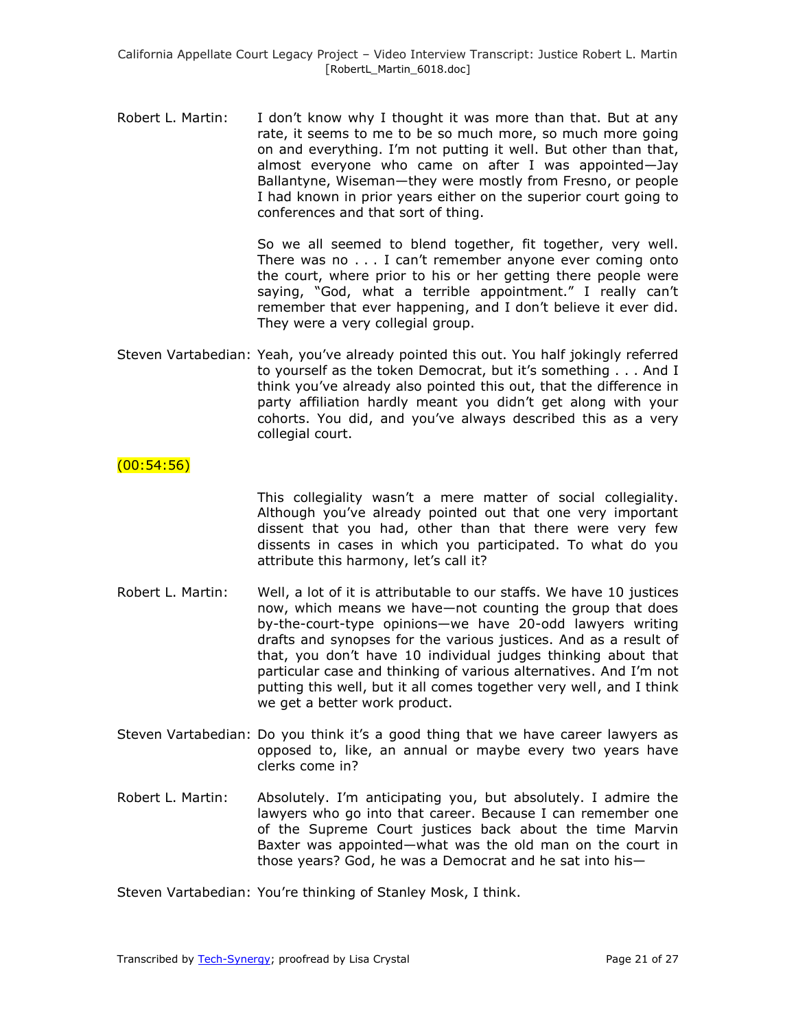Robert L. Martin: I don't know why I thought it was more than that. But at any rate, it seems to me to be so much more, so much more going on and everything. I'm not putting it well. But other than that, almost everyone who came on after I was appointed—Jay Ballantyne, Wiseman—they were mostly from Fresno, or people I had known in prior years either on the superior court going to conferences and that sort of thing.

So we all seemed to blend together, fit together, very well. There was no . . . I can't remember anyone ever coming onto the court, where prior to his or her getting there people were saying, "God, what a terrible appointment." I really can't remember that ever happening, and I don't believe it ever did. They were a very collegial group.

Steven Vartabedian: Yeah, you've already pointed this out. You half jokingly referred to yourself as the token Democrat, but it's something . . . And I think you've already also pointed this out, that the difference in party affiliation hardly meant you didn't get along with your cohorts. You did, and you've always described this as a very collegial court.

(00:54:56)

This collegiality wasn't a mere matter of social collegiality. Although you've already pointed out that one very important dissent that you had, other than that there were very few dissents in cases in which you participated. To what do you attribute this harmony, let's call it?

Robert L. Martin: Well, a lot of it is attributable to our staffs. We have 10 justices now, which means we have—not counting the group that does by-the-court-type opinions—we have 20-odd lawyers writing drafts and synopses for the various justices. And as a result of that, you don't have 10 individual judges thinking about that particular case and thinking of various alternatives. And I'm not putting this well, but it all comes together very well, and I think we get a better work product.

Steven Vartabedian: Do you think it's a good thing that we have career lawyers as opposed to, like, an annual or maybe every two years have clerks come in?

Robert L. Martin: Absolutely. I'm anticipating you, but absolutely. I admire the lawyers who go into that career. Because I can remember one of the Supreme Court justices back about the time Marvin Baxter was appointed—what was the old man on the court in those years? God, he was a Democrat and he sat into his—

Steven Vartabedian: You're thinking of Stanley Mosk, I think.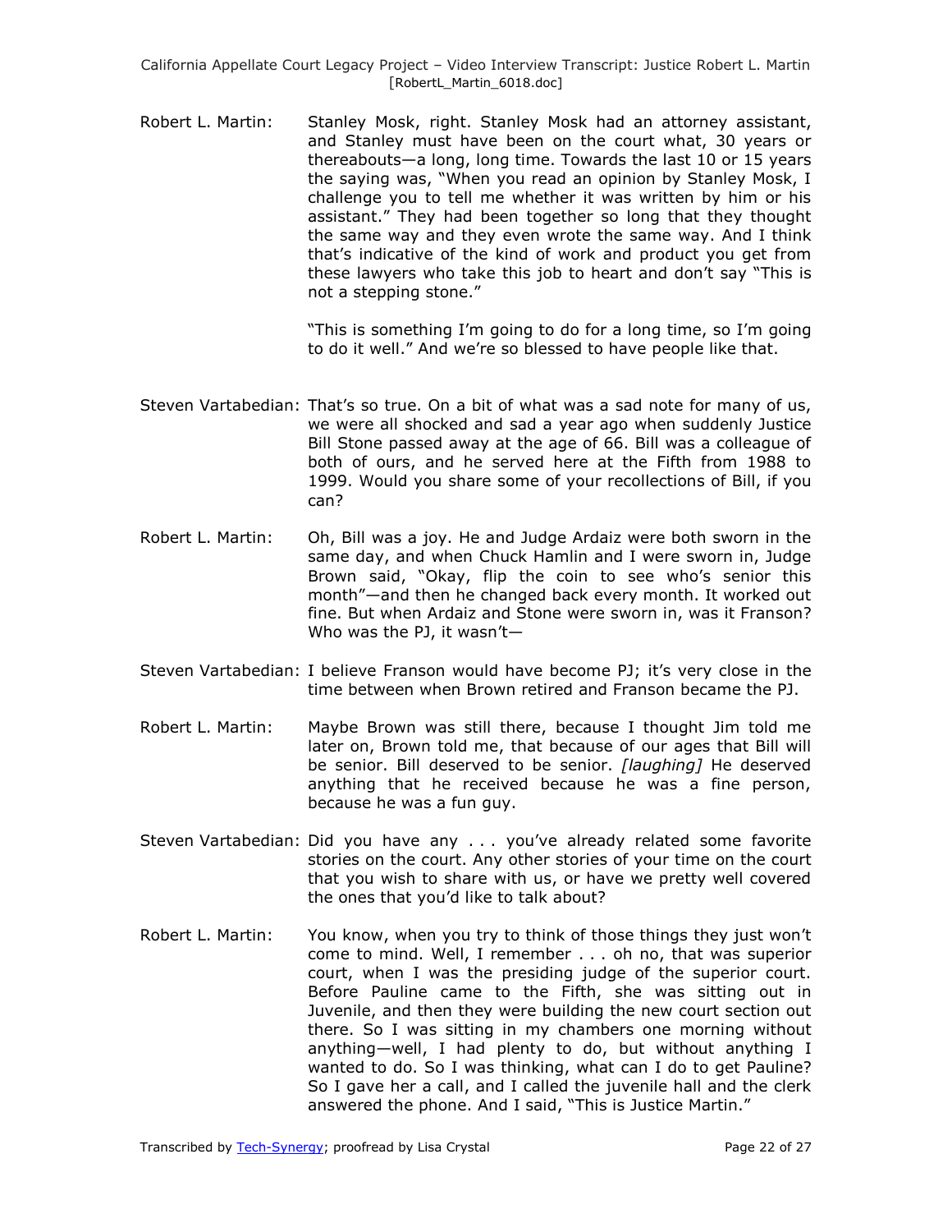Robert L. Martin: Stanley Mosk, right. Stanley Mosk had an attorney assistant, and Stanley must have been on the court what, 30 years or thereabouts—a long, long time. Towards the last 10 or 15 years the saying was, "When you read an opinion by Stanley Mosk, I challenge you to tell me whether it was written by him or his assistant." They had been together so long that they thought the same way and they even wrote the same way. And I think that's indicative of the kind of work and product you get from these lawyers who take this job to heart and don't say "This is not a stepping stone."

"This is something I'm going to do for a long time, so I'm going to do it well." And we're so blessed to have people like that.

Steven Vartabedian: That's so true. On a bit of what was a sad note for many of us, we were all shocked and sad a year ago when suddenly Justice Bill Stone passed away at the age of 66. Bill was a colleague of both of ours, and he served here at the Fifth from 1988 to 1999. Would you share some of your recollections of Bill, if you can?

Robert L. Martin: Oh, Bill was a joy. He and Judge Ardaiz were both sworn in the same day, and when Chuck Hamlin and I were sworn in, Judge Brown said, "Okay, flip the coin to see who's senior this month"—and then he changed back every month. It worked out fine. But when Ardaiz and Stone were sworn in, was it Franson? Who was the PJ, it wasn't—

Steven Vartabedian: I believe Franson would have become PJ; it's very close in the time between when Brown retired and Franson became the PJ.

Robert L. Martin: Maybe Brown was still there, because I thought Jim told me later on, Brown told me, that because of our ages that Bill will be senior. Bill deserved to be senior. *[laughing]* He deserved anything that he received because he was a fine person, because he was a fun guy.

Steven Vartabedian: Did you have any . . . you've already related some favorite stories on the court. Any other stories of your time on the court that you wish to share with us, or have we pretty well covered the ones that you'd like to talk about?

Robert L. Martin: You know, when you try to think of those things they just won't come to mind. Well, I remember . . . oh no, that was superior court, when I was the presiding judge of the superior court. Before Pauline came to the Fifth, she was sitting out in Juvenile, and then they were building the new court section out there. So I was sitting in my chambers one morning without anything—well, I had plenty to do, but without anything I wanted to do. So I was thinking, what can I do to get Pauline? So I gave her a call, and I called the juvenile hall and the clerk answered the phone. And I said, "This is Justice Martin."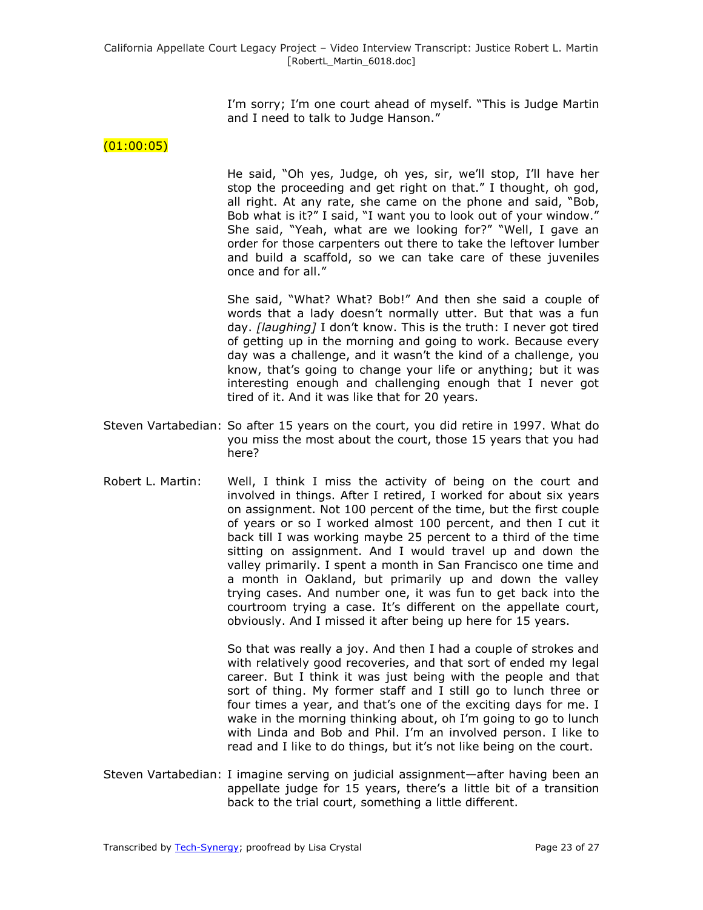I'm sorry; I'm one court ahead of myself. "This is Judge Martin and I need to talk to Judge Hanson."

(01:00:05)

He said, "Oh yes, Judge, oh yes, sir, we'll stop, I'll have her stop the proceeding and get right on that." I thought, oh god, all right. At any rate, she came on the phone and said, "Bob, Bob what is it?" I said, "I want you to look out of your window." She said, "Yeah, what are we looking for?" "Well, I gave an order for those carpenters out there to take the leftover lumber and build a scaffold, so we can take care of these juveniles once and for all."

She said, "What? What? Bob!" And then she said a couple of words that a lady doesn't normally utter. But that was a fun day. *[laughing]* I don't know. This is the truth: I never got tired of getting up in the morning and going to work. Because every day was a challenge, and it wasn't the kind of a challenge, you know, that's going to change your life or anything; but it was interesting enough and challenging enough that I never got tired of it. And it was like that for 20 years.

Steven Vartabedian: So after 15 years on the court, you did retire in 1997. What do you miss the most about the court, those 15 years that you had here?

Robert L. Martin: Well, I think I miss the activity of being on the court and involved in things. After I retired, I worked for about six years on assignment. Not 100 percent of the time, but the first couple of years or so I worked almost 100 percent, and then I cut it back till I was working maybe 25 percent to a third of the time sitting on assignment. And I would travel up and down the valley primarily. I spent a month in San Francisco one time and a month in Oakland, but primarily up and down the valley trying cases. And number one, it was fun to get back into the courtroom trying a case. It's different on the appellate court, obviously. And I missed it after being up here for 15 years.

So that was really a joy. And then I had a couple of strokes and with relatively good recoveries, and that sort of ended my legal career. But I think it was just being with the people and that sort of thing. My former staff and I still go to lunch three or four times a year, and that's one of the exciting days for me. I wake in the morning thinking about, oh I'm going to go to lunch with Linda and Bob and Phil. I'm an involved person. I like to read and I like to do things, but it's not like being on the court.

Steven Vartabedian: I imagine serving on judicial assignment—after having been an appellate judge for 15 years, there's a little bit of a transition back to the trial court, something a little different.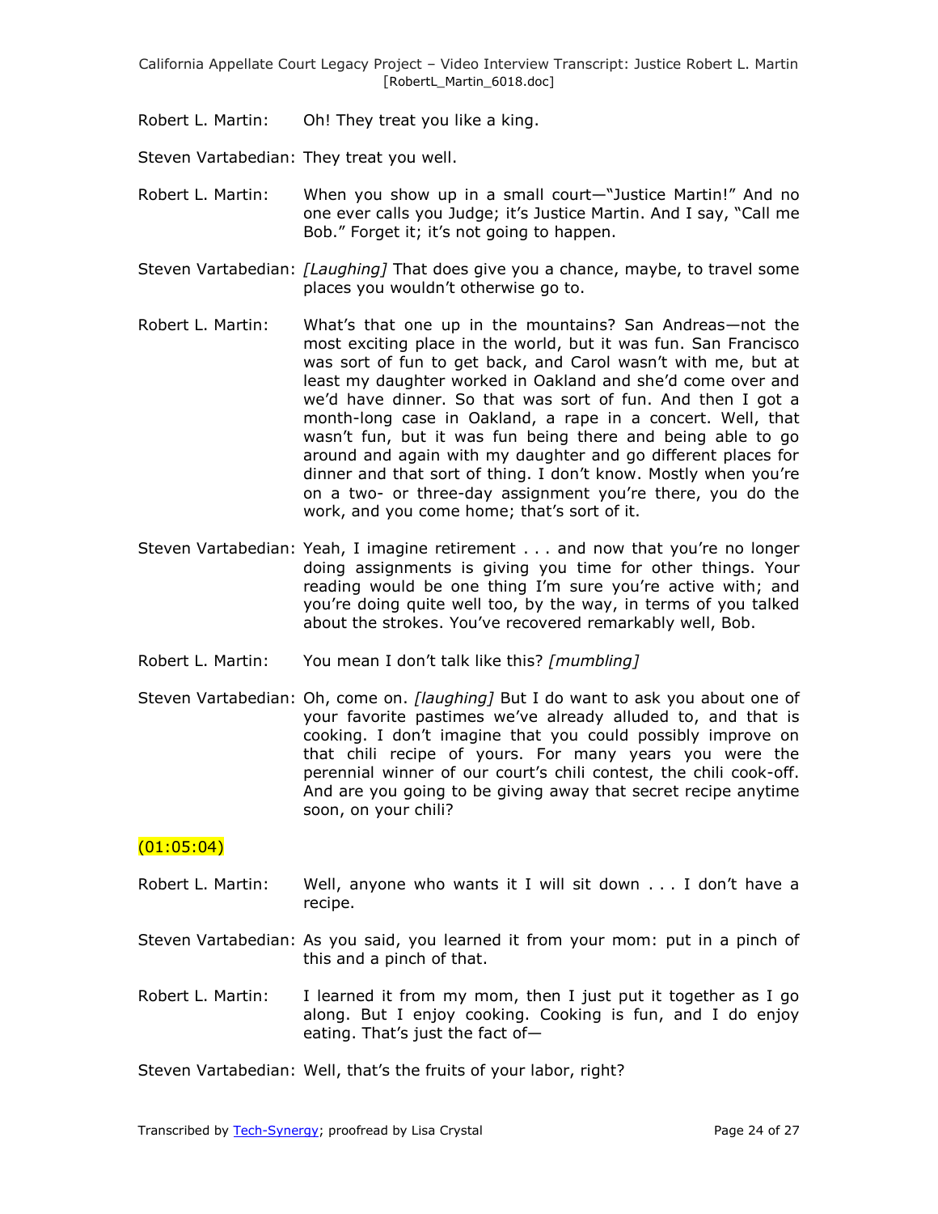Robert L. Martin: Oh! They treat you like a king.

Steven Vartabedian: They treat you well.

Robert L. Martin: When you show up in a small court—"Justice Martin!" And no one ever calls you Judge; it's Justice Martin. And I say, "Call me Bob." Forget it; it's not going to happen.

Steven Vartabedian: *[Laughing]* That does give you a chance, maybe, to travel some places you wouldn't otherwise go to.

Robert L. Martin: What's that one up in the mountains? San Andreas—not the most exciting place in the world, but it was fun. San Francisco was sort of fun to get back, and Carol wasn't with me, but at least my daughter worked in Oakland and she'd come over and we'd have dinner. So that was sort of fun. And then I got a month-long case in Oakland, a rape in a concert. Well, that wasn't fun, but it was fun being there and being able to go around and again with my daughter and go different places for dinner and that sort of thing. I don't know. Mostly when you're on a two- or three-day assignment you're there, you do the work, and you come home; that's sort of it.

Steven Vartabedian: Yeah, I imagine retirement . . . and now that you're no longer doing assignments is giving you time for other things. Your reading would be one thing I'm sure you're active with; and you're doing quite well too, by the way, in terms of you talked about the strokes. You've recovered remarkably well, Bob.

Robert L. Martin: You mean I don't talk like this? *[mumbling]*

Steven Vartabedian: Oh, come on. *[laughing]* But I do want to ask you about one of your favorite pastimes we've already alluded to, and that is cooking. I don't imagine that you could possibly improve on that chili recipe of yours. For many years you were the perennial winner of our court's chili contest, the chili cook-off. And are you going to be giving away that secret recipe anytime soon, on your chili?

(01:05:04)

Robert L. Martin: Well, anyone who wants it I will sit down . . . I don't have a recipe.

Steven Vartabedian: As you said, you learned it from your mom: put in a pinch of this and a pinch of that.

Robert L. Martin: I learned it from my mom, then I just put it together as I go along. But I enjoy cooking. Cooking is fun, and I do enjoy eating. That's just the fact of—

Steven Vartabedian: Well, that's the fruits of your labor, right?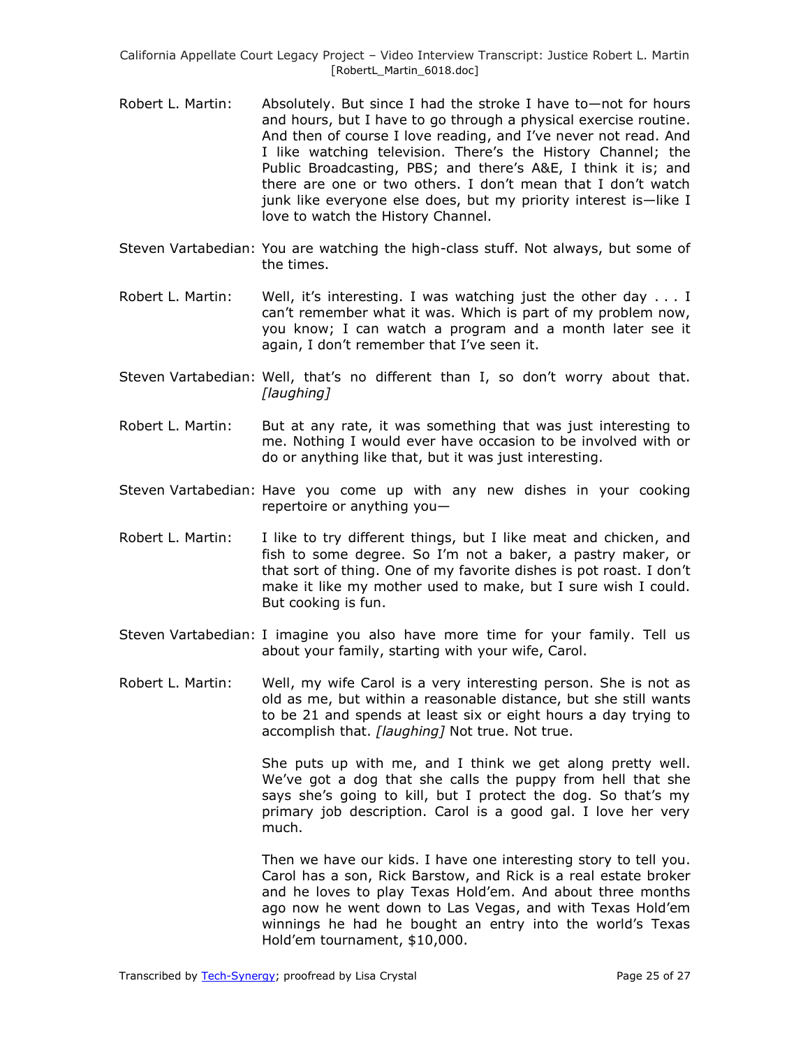Robert L. Martin: Absolutely. But since I had the stroke I have to—not for hours and hours, but I have to go through a physical exercise routine. And then of course I love reading, and I've never not read. And I like watching television. There's the History Channel; the Public Broadcasting, PBS; and there's A&E, I think it is; and there are one or two others. I don't mean that I don't watch junk like everyone else does, but my priority interest is—like I love to watch the History Channel.

Steven Vartabedian: You are watching the high-class stuff. Not always, but some of the times.

Robert L. Martin: Well, it's interesting. I was watching just the other day . . . I can't remember what it was. Which is part of my problem now, you know; I can watch a program and a month later see it again, I don't remember that I've seen it.

Steven Vartabedian: Well, that's no different than I, so don't worry about that. *[laughing]*

Robert L. Martin: But at any rate, it was something that was just interesting to me. Nothing I would ever have occasion to be involved with or do or anything like that, but it was just interesting.

Steven Vartabedian: Have you come up with any new dishes in your cooking repertoire or anything you—

Robert L. Martin: I like to try different things, but I like meat and chicken, and fish to some degree. So I'm not a baker, a pastry maker, or that sort of thing. One of my favorite dishes is pot roast. I don't make it like my mother used to make, but I sure wish I could. But cooking is fun.

Steven Vartabedian: I imagine you also have more time for your family. Tell us about your family, starting with your wife, Carol.

Robert L. Martin: Well, my wife Carol is a very interesting person. She is not as old as me, but within a reasonable distance, but she still wants to be 21 and spends at least six or eight hours a day trying to accomplish that. *[laughing]* Not true. Not true.

She puts up with me, and I think we get along pretty well. We've got a dog that she calls the puppy from hell that she says she's going to kill, but I protect the dog. So that's my primary job description. Carol is a good gal. I love her very much.

Then we have our kids. I have one interesting story to tell you. Carol has a son, Rick Barstow, and Rick is a real estate broker and he loves to play Texas Hold'em. And about three months ago now he went down to Las Vegas, and with Texas Hold'em winnings he had he bought an entry into the world's Texas Hold'em tournament, $10,000.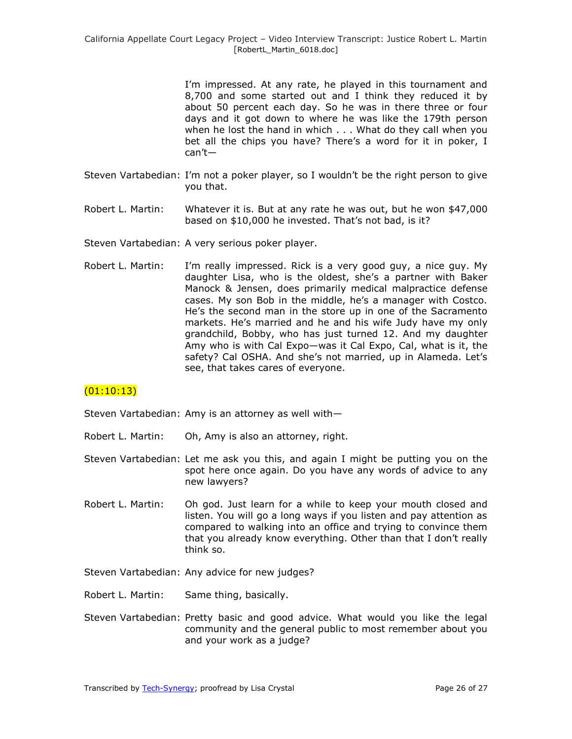I'm impressed. At any rate, he played in this tournament and 8,700 and some started out and I think they reduced it by about 50 percent each day. So he was in there three or four days and it got down to where he was like the 179th person when he lost the hand in which . . . What do they call when you bet all the chips you have? There's a word for it in poker, I can't—

Steven Vartabedian: I'm not a poker player, so I wouldn't be the right person to give you that.

Robert L. Martin: Whatever it is. But at any rate he was out, but he won $47,000 based on $10,000 he invested. That's not bad, is it?

Steven Vartabedian: A very serious poker player.

Robert L. Martin: I'm really impressed. Rick is a very good guy, a nice guy. My daughter Lisa, who is the oldest, she's a partner with Baker Manock & Jensen, does primarily medical malpractice defense cases. My son Bob in the middle, he's a manager with Costco. He's the second man in the store up in one of the Sacramento markets. He's married and he and his wife Judy have my only grandchild, Bobby, who has just turned 12. And my daughter Amy who is with Cal Expo—was it Cal Expo, Cal, what is it, the safety? Cal OSHA. And she's not married, up in Alameda. Let's see, that takes cares of everyone.

(01:10:13)

Steven Vartabedian: Amy is an attorney as well with—

Robert L. Martin: Oh, Amy is also an attorney, right.

Steven Vartabedian: Let me ask you this, and again I might be putting you on the spot here once again. Do you have any words of advice to any new lawyers?

Robert L. Martin: Oh god. Just learn for a while to keep your mouth closed and listen. You will go a long ways if you listen and pay attention as compared to walking into an office and trying to convince them that you already know everything. Other than that I don't really think so.

Steven Vartabedian: Any advice for new judges?

Robert L. Martin: Same thing, basically.

Steven Vartabedian: Pretty basic and good advice. What would you like the legal community and the general public to most remember about you and your work as a judge?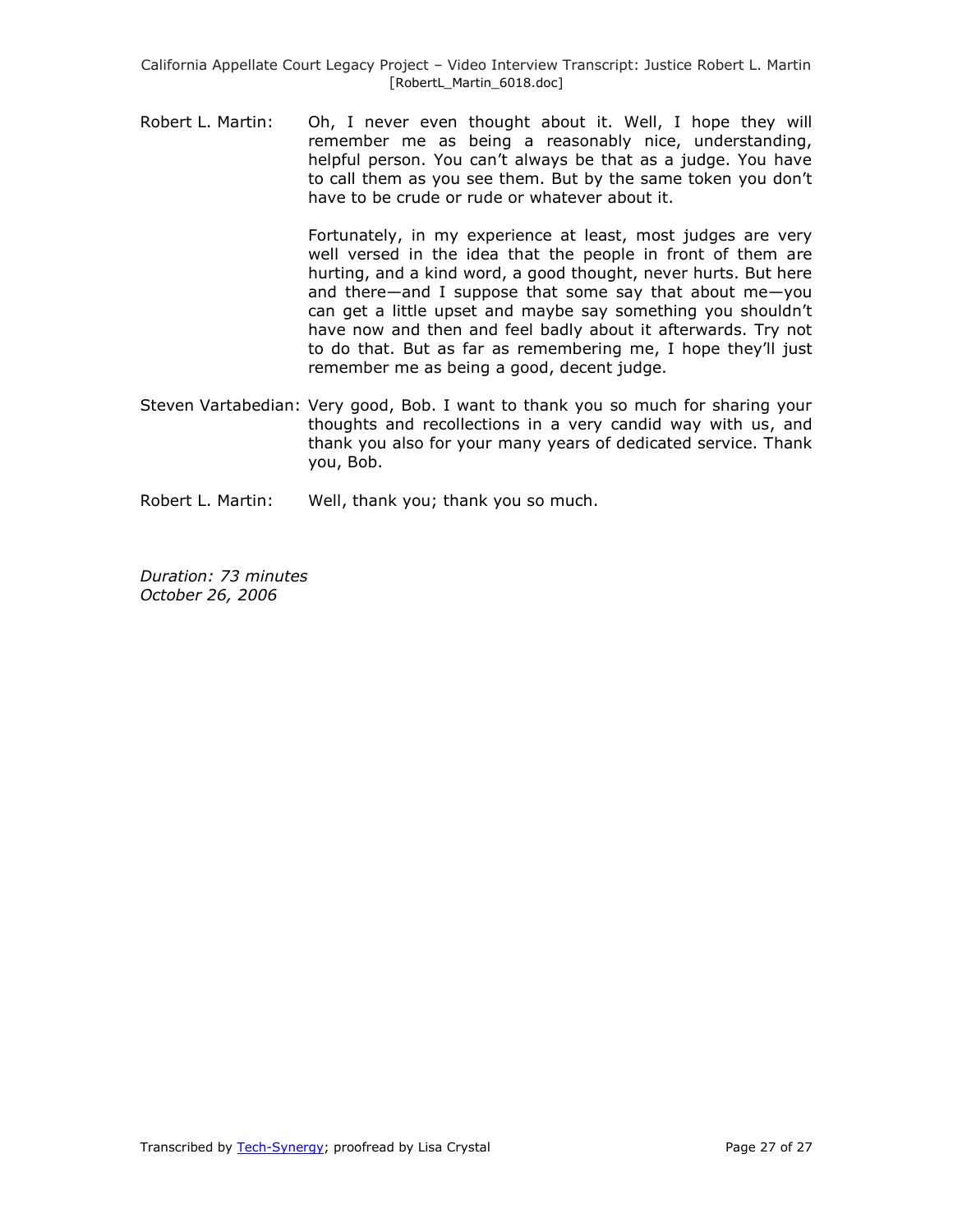Robert L. Martin: Oh, I never even thought about it. Well, I hope they will remember me as being a reasonably nice, understanding, helpful person. You can't always be that as a judge. You have to call them as you see them. But by the same token you don't have to be crude or rude or whatever about it.

Fortunately, in my experience at least, most judges are very well versed in the idea that the people in front of them are hurting, and a kind word, a good thought, never hurts. But here and there—and I suppose that some say that about me—you can get a little upset and maybe say something you shouldn't have now and then and feel badly about it afterwards. Try not to do that. But as far as remembering me, I hope they'll just remember me as being a good, decent judge.

Steven Vartabedian: Very good, Bob. I want to thank you so much for sharing your thoughts and recollections in a very candid way with us, and thank you also for your many years of dedicated service. Thank you, Bob.

Robert L. Martin: Well, thank you; thank you so much.

*Duration: 73 minutes*
*October 26, 2006*